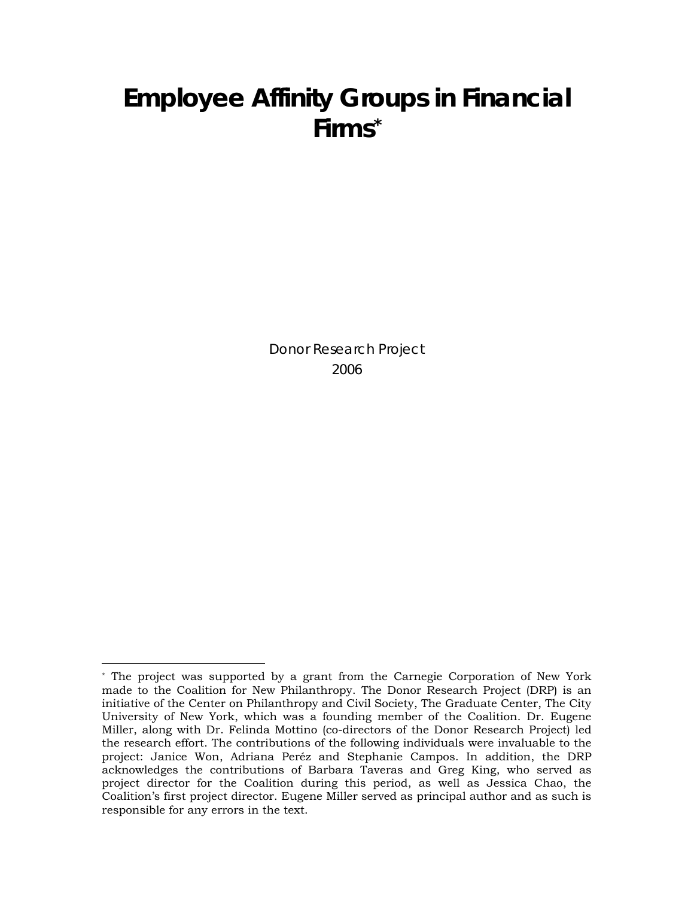# Employee Affinity Groups in Financial Firms*

Donor Research Project
2006

---

* The project was supported by a grant from the Carnegie Corporation of New York made to the Coalition for New Philanthropy. The Donor Research Project (DRP) is an initiative of the Center on Philanthropy and Civil Society, The Graduate Center, The City University of New York, which was a founding member of the Coalition. Dr. Eugene Miller, along with Dr. Felinda Mottino (co-directors of the Donor Research Project) led the research effort. The contributions of the following individuals were invaluable to the project: Janice Won, Adriana Peréz and Stephanie Campos. In addition, the DRP acknowledges the contributions of Barbara Taveras and Greg King, who served as project director for the Coalition during this period, as well as Jessica Chao, the Coalition's first project director. Eugene Miller served as principal author and as such is responsible for any errors in the text.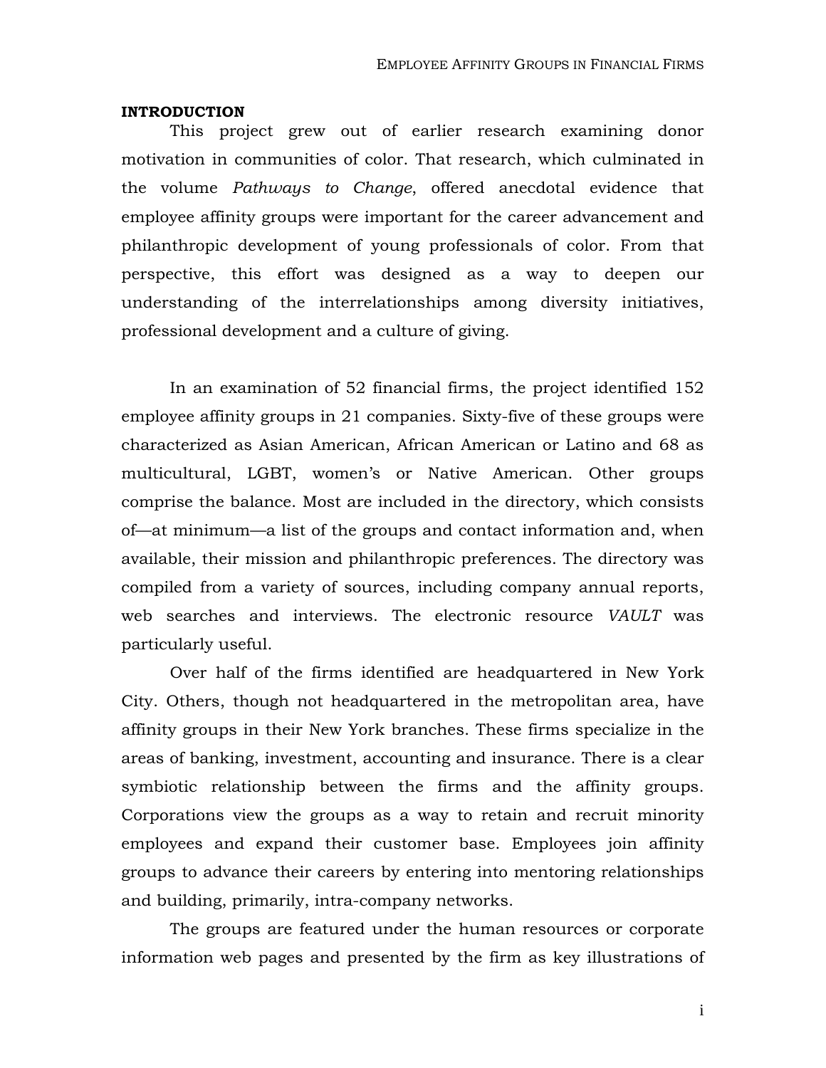## INTRODUCTION

This project grew out of earlier research examining donor motivation in communities of color. That research, which culminated in the volume *Pathways to Change*, offered anecdotal evidence that employee affinity groups were important for the career advancement and philanthropic development of young professionals of color. From that perspective, this effort was designed as a way to deepen our understanding of the interrelationships among diversity initiatives, professional development and a culture of giving.

In an examination of 52 financial firms, the project identified 152 employee affinity groups in 21 companies. Sixty-five of these groups were characterized as Asian American, African American or Latino and 68 as multicultural, LGBT, women's or Native American. Other groups comprise the balance. Most are included in the directory, which consists of—at minimum—a list of the groups and contact information and, when available, their mission and philanthropic preferences. The directory was compiled from a variety of sources, including company annual reports, web searches and interviews. The electronic resource *VAULT* was particularly useful.

Over half of the firms identified are headquartered in New York City. Others, though not headquartered in the metropolitan area, have affinity groups in their New York branches. These firms specialize in the areas of banking, investment, accounting and insurance. There is a clear symbiotic relationship between the firms and the affinity groups. Corporations view the groups as a way to retain and recruit minority employees and expand their customer base. Employees join affinity groups to advance their careers by entering into mentoring relationships and building, primarily, intra-company networks.

The groups are featured under the human resources or corporate information web pages and presented by the firm as key illustrations of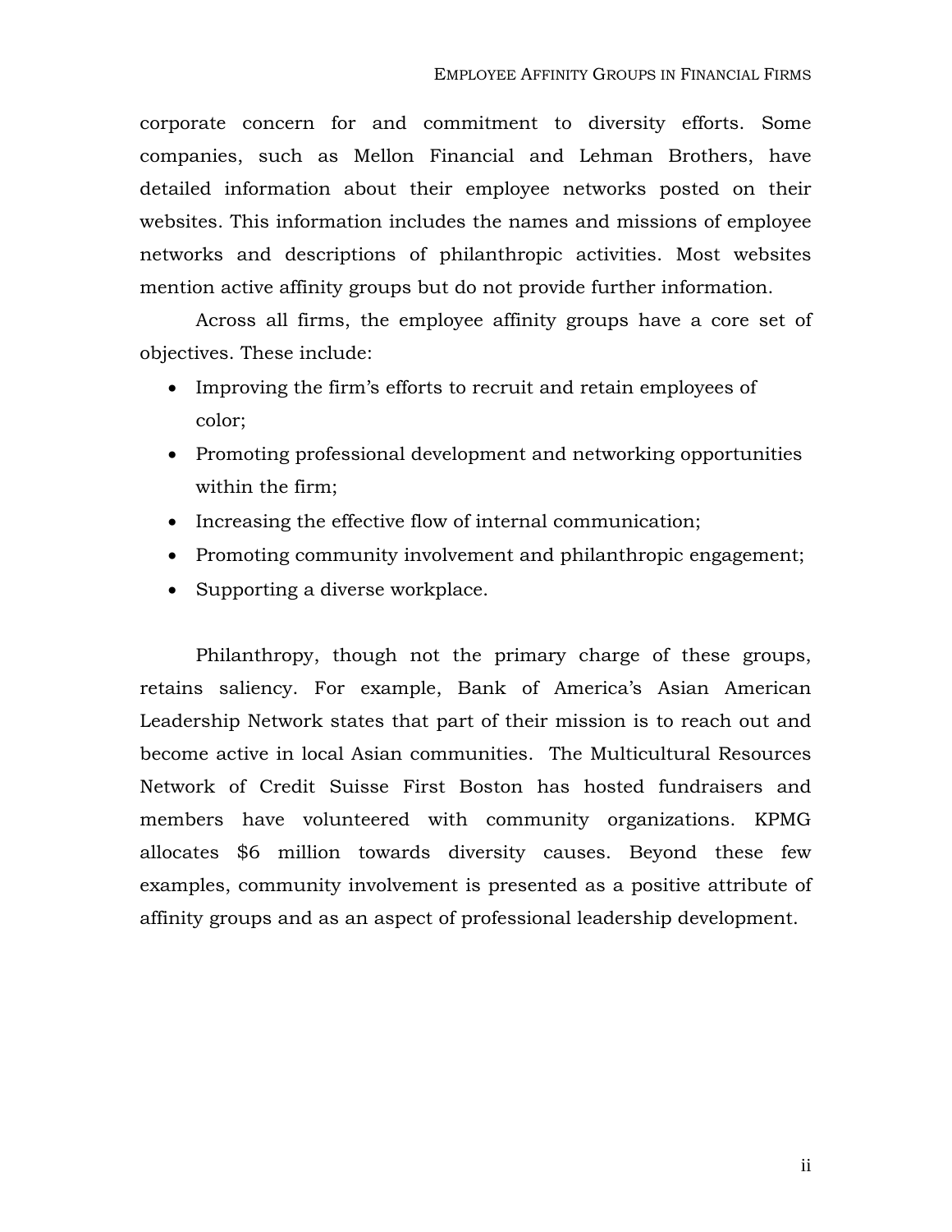corporate concern for and commitment to diversity efforts. Some companies, such as Mellon Financial and Lehman Brothers, have detailed information about their employee networks posted on their websites. This information includes the names and missions of employee networks and descriptions of philanthropic activities. Most websites mention active affinity groups but do not provide further information.

Across all firms, the employee affinity groups have a core set of objectives. These include:

- Improving the firm's efforts to recruit and retain employees of color;
- Promoting professional development and networking opportunities within the firm;
- Increasing the effective flow of internal communication;
- Promoting community involvement and philanthropic engagement;
- Supporting a diverse workplace.

Philanthropy, though not the primary charge of these groups, retains saliency. For example, Bank of America's Asian American Leadership Network states that part of their mission is to reach out and become active in local Asian communities. The Multicultural Resources Network of Credit Suisse First Boston has hosted fundraisers and members have volunteered with community organizations. KPMG allocates $6 million towards diversity causes. Beyond these few examples, community involvement is presented as a positive attribute of affinity groups and as an aspect of professional leadership development.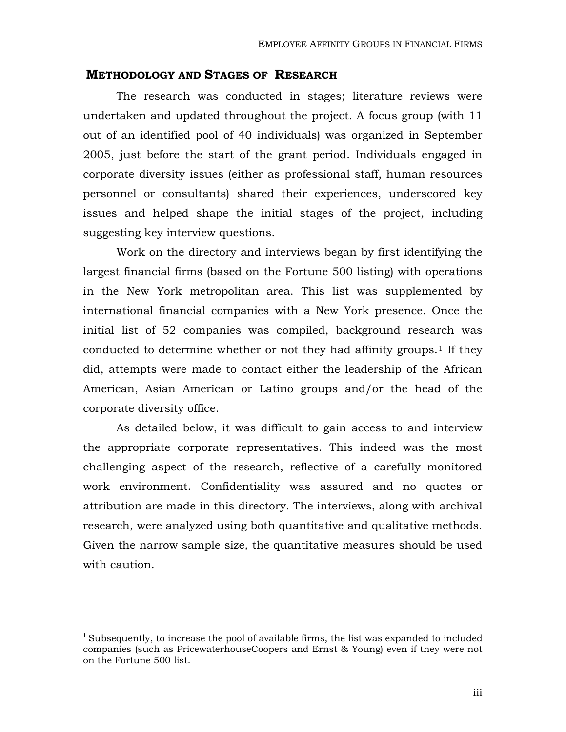## METHODOLOGY AND STAGES OF RESEARCH

The research was conducted in stages; literature reviews were undertaken and updated throughout the project. A focus group (with 11 out of an identified pool of 40 individuals) was organized in September 2005, just before the start of the grant period. Individuals engaged in corporate diversity issues (either as professional staff, human resources personnel or consultants) shared their experiences, underscored key issues and helped shape the initial stages of the project, including suggesting key interview questions.

Work on the directory and interviews began by first identifying the largest financial firms (based on the Fortune 500 listing) with operations in the New York metropolitan area. This list was supplemented by international financial companies with a New York presence. Once the initial list of 52 companies was compiled, background research was conducted to determine whether or not they had affinity groups.[1] If they did, attempts were made to contact either the leadership of the African American, Asian American or Latino groups and/or the head of the corporate diversity office.

As detailed below, it was difficult to gain access to and interview the appropriate corporate representatives. This indeed was the most challenging aspect of the research, reflective of a carefully monitored work environment. Confidentiality was assured and no quotes or attribution are made in this directory. The interviews, along with archival research, were analyzed using both quantitative and qualitative methods. Given the narrow sample size, the quantitative measures should be used with caution.

---

[1] Subsequently, to increase the pool of available firms, the list was expanded to included companies (such as PricewaterhouseCoopers and Ernst & Young) even if they were not on the Fortune 500 list.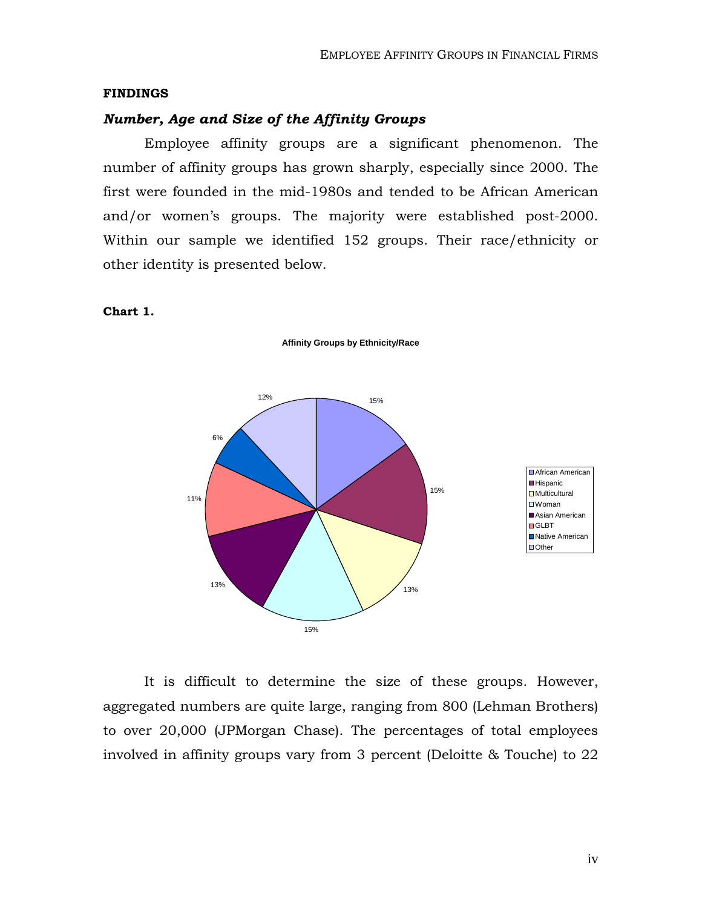**FINDINGS**

***Number, Age and Size of the Affinity Groups***

Employee affinity groups are a significant phenomenon. The number of affinity groups has grown sharply, especially since 2000. The first were founded in the mid-1980s and tended to be African American and/or women's groups. The majority were established post-2000. Within our sample we identified 152 groups. Their race/ethnicity or other identity is presented below.

**Chart 1.**

**Affinity Groups by Ethnicity/Race**

| Group | Percentage |
|---|---|
| African American | 15% |
| Hispanic | 15% |
| Multicultural | 13% |
| Woman | 15% |
| Asian American | 13% |
| GLBT | 11% |
| Native American | 6% |
| Other | 12% |

It is difficult to determine the size of these groups. However, aggregated numbers are quite large, ranging from 800 (Lehman Brothers) to over 20,000 (JPMorgan Chase). The percentages of total employees involved in affinity groups vary from 3 percent (Deloitte & Touche) to 22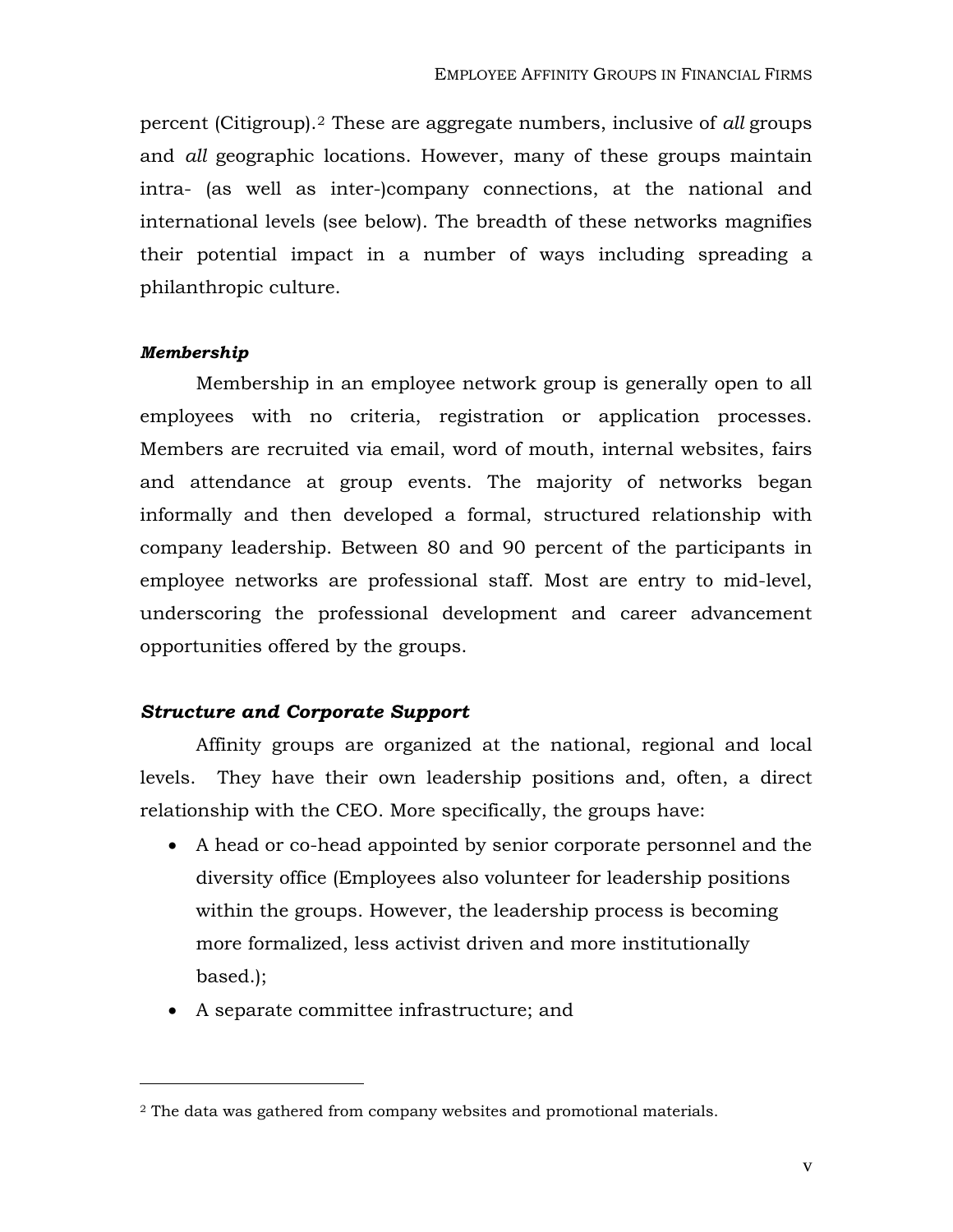percent (Citigroup).[2] These are aggregate numbers, inclusive of *all* groups and *all* geographic locations. However, many of these groups maintain intra- (as well as inter-)company connections, at the national and international levels (see below). The breadth of these networks magnifies their potential impact in a number of ways including spreading a philanthropic culture.

***Membership***

Membership in an employee network group is generally open to all employees with no criteria, registration or application processes. Members are recruited via email, word of mouth, internal websites, fairs and attendance at group events. The majority of networks began informally and then developed a formal, structured relationship with company leadership. Between 80 and 90 percent of the participants in employee networks are professional staff. Most are entry to mid-level, underscoring the professional development and career advancement opportunities offered by the groups.

***Structure and Corporate Support***

Affinity groups are organized at the national, regional and local levels. They have their own leadership positions and, often, a direct relationship with the CEO. More specifically, the groups have:

- A head or co-head appointed by senior corporate personnel and the diversity office (Employees also volunteer for leadership positions within the groups. However, the leadership process is becoming more formalized, less activist driven and more institutionally based.);
- A separate committee infrastructure; and

[2] The data was gathered from company websites and promotional materials.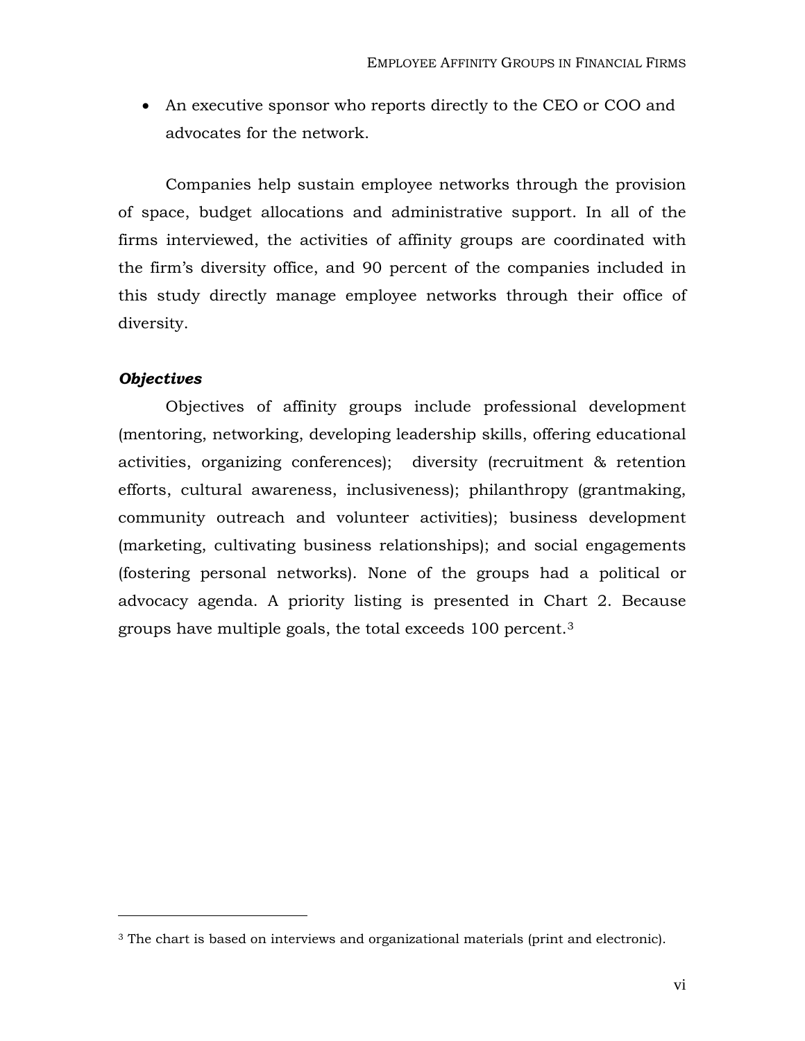- An executive sponsor who reports directly to the CEO or COO and advocates for the network.

Companies help sustain employee networks through the provision of space, budget allocations and administrative support. In all of the firms interviewed, the activities of affinity groups are coordinated with the firm's diversity office, and 90 percent of the companies included in this study directly manage employee networks through their office of diversity.

***Objectives***

Objectives of affinity groups include professional development (mentoring, networking, developing leadership skills, offering educational activities, organizing conferences); diversity (recruitment & retention efforts, cultural awareness, inclusiveness); philanthropy (grantmaking, community outreach and volunteer activities); business development (marketing, cultivating business relationships); and social engagements (fostering personal networks). None of the groups had a political or advocacy agenda. A priority listing is presented in Chart 2. Because groups have multiple goals, the total exceeds 100 percent.[3]

---

[3] The chart is based on interviews and organizational materials (print and electronic).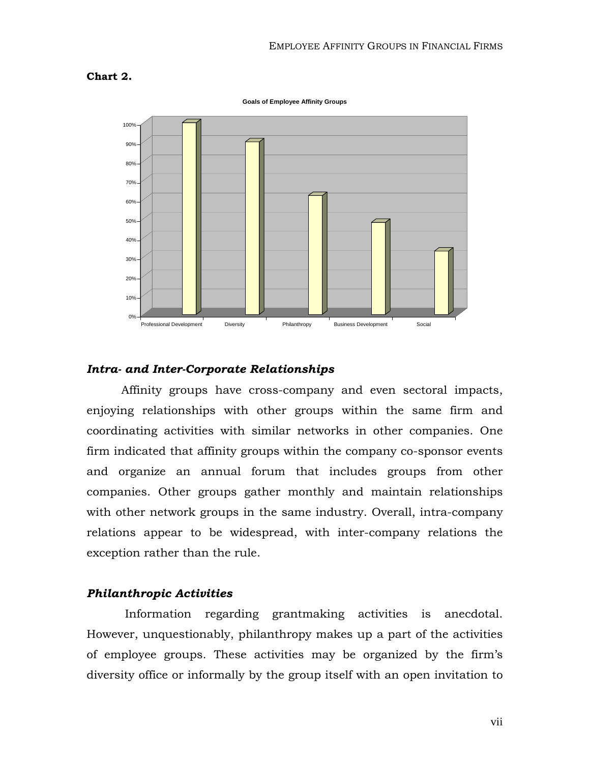**Chart 2.**

Goals of Employee Affinity Groups

| Goal | Percentage |
|---|---|
| Professional Development | 100% |
| Diversity | 90% |
| Philanthropy | 62% |
| Business Development | 48% |
| Social | 33% |

### *Intra- and Inter-Corporate Relationships*

Affinity groups have cross-company and even sectoral impacts, enjoying relationships with other groups within the same firm and coordinating activities with similar networks in other companies. One firm indicated that affinity groups within the company co-sponsor events and organize an annual forum that includes groups from other companies. Other groups gather monthly and maintain relationships with other network groups in the same industry. Overall, intra-company relations appear to be widespread, with inter-company relations the exception rather than the rule.

### *Philanthropic Activities*

Information regarding grantmaking activities is anecdotal. However, unquestionably, philanthropy makes up a part of the activities of employee groups. These activities may be organized by the firm's diversity office or informally by the group itself with an open invitation to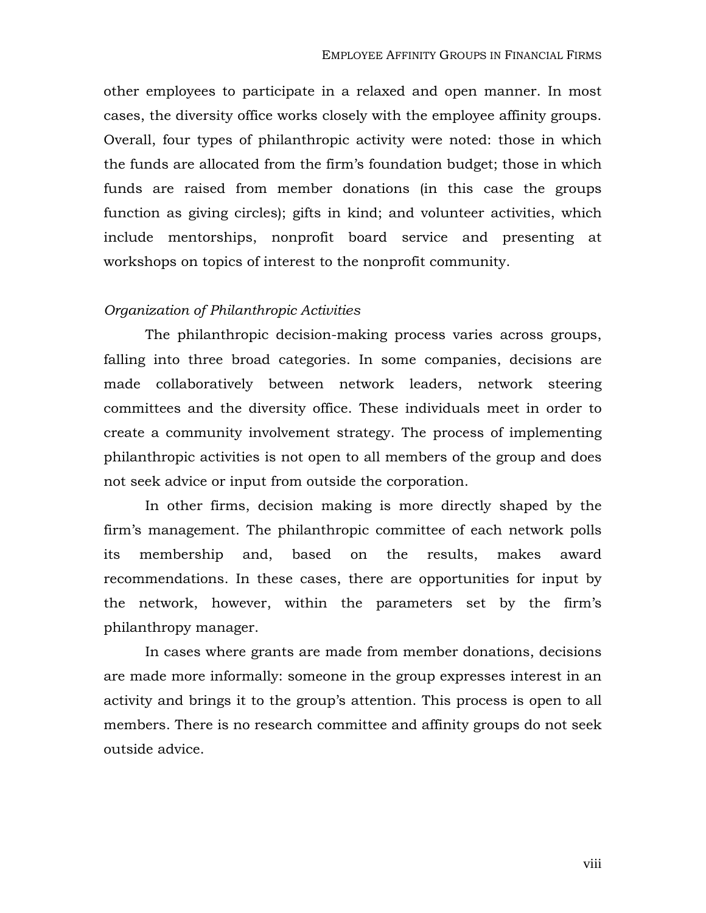other employees to participate in a relaxed and open manner. In most cases, the diversity office works closely with the employee affinity groups. Overall, four types of philanthropic activity were noted: those in which the funds are allocated from the firm's foundation budget; those in which funds are raised from member donations (in this case the groups function as giving circles); gifts in kind; and volunteer activities, which include mentorships, nonprofit board service and presenting at workshops on topics of interest to the nonprofit community.

*Organization of Philanthropic Activities*

The philanthropic decision-making process varies across groups, falling into three broad categories. In some companies, decisions are made collaboratively between network leaders, network steering committees and the diversity office. These individuals meet in order to create a community involvement strategy. The process of implementing philanthropic activities is not open to all members of the group and does not seek advice or input from outside the corporation.

In other firms, decision making is more directly shaped by the firm's management. The philanthropic committee of each network polls its membership and, based on the results, makes award recommendations. In these cases, there are opportunities for input by the network, however, within the parameters set by the firm's philanthropy manager.

In cases where grants are made from member donations, decisions are made more informally: someone in the group expresses interest in an activity and brings it to the group's attention. This process is open to all members. There is no research committee and affinity groups do not seek outside advice.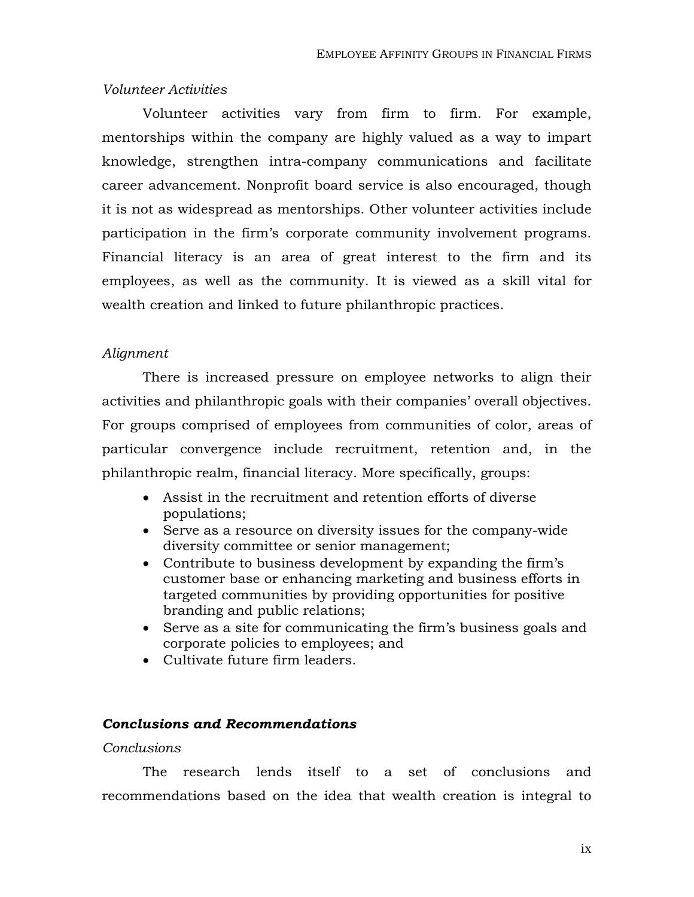*Volunteer Activities*

Volunteer activities vary from firm to firm. For example, mentorships within the company are highly valued as a way to impart knowledge, strengthen intra-company communications and facilitate career advancement. Nonprofit board service is also encouraged, though it is not as widespread as mentorships. Other volunteer activities include participation in the firm's corporate community involvement programs. Financial literacy is an area of great interest to the firm and its employees, as well as the community. It is viewed as a skill vital for wealth creation and linked to future philanthropic practices.

*Alignment*

There is increased pressure on employee networks to align their activities and philanthropic goals with their companies' overall objectives. For groups comprised of employees from communities of color, areas of particular convergence include recruitment, retention and, in the philanthropic realm, financial literacy. More specifically, groups:

- Assist in the recruitment and retention efforts of diverse populations;
- Serve as a resource on diversity issues for the company-wide diversity committee or senior management;
- Contribute to business development by expanding the firm's customer base or enhancing marketing and business efforts in targeted communities by providing opportunities for positive branding and public relations;
- Serve as a site for communicating the firm's business goals and corporate policies to employees; and
- Cultivate future firm leaders.

## ***Conclusions and Recommendations***

*Conclusions*

The research lends itself to a set of conclusions and recommendations based on the idea that wealth creation is integral to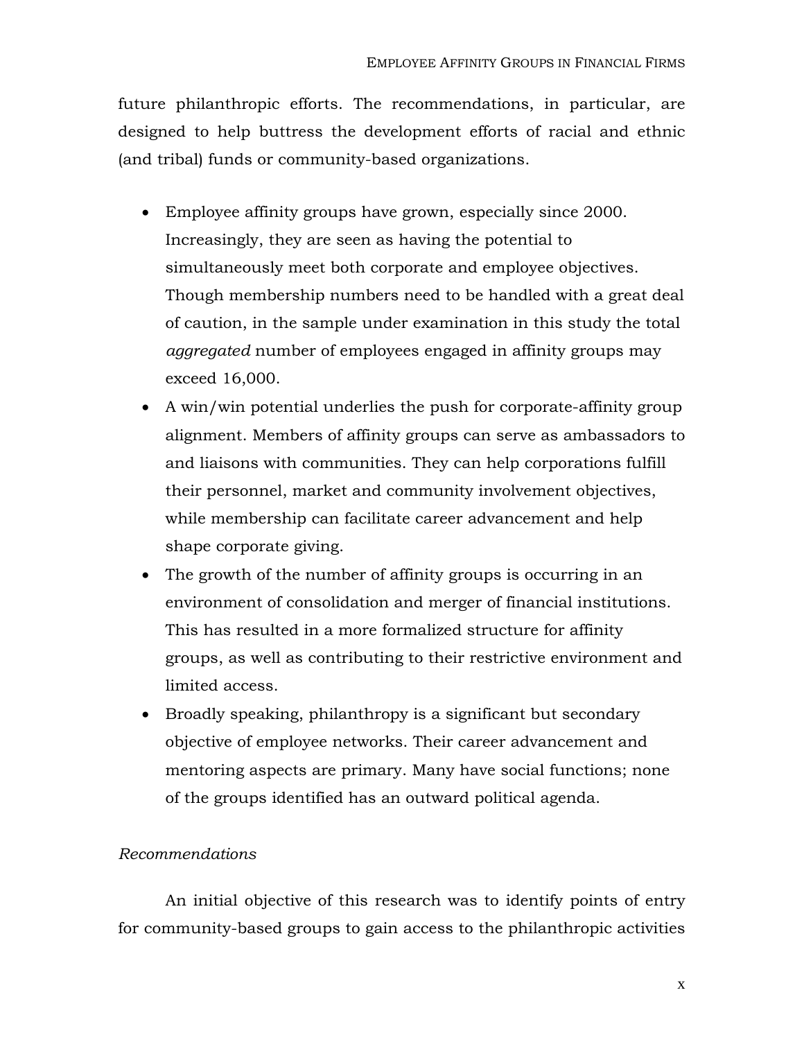future philanthropic efforts. The recommendations, in particular, are designed to help buttress the development efforts of racial and ethnic (and tribal) funds or community-based organizations.

- Employee affinity groups have grown, especially since 2000. Increasingly, they are seen as having the potential to simultaneously meet both corporate and employee objectives. Though membership numbers need to be handled with a great deal of caution, in the sample under examination in this study the total *aggregated* number of employees engaged in affinity groups may exceed 16,000.
- A win/win potential underlies the push for corporate-affinity group alignment. Members of affinity groups can serve as ambassadors to and liaisons with communities. They can help corporations fulfill their personnel, market and community involvement objectives, while membership can facilitate career advancement and help shape corporate giving.
- The growth of the number of affinity groups is occurring in an environment of consolidation and merger of financial institutions. This has resulted in a more formalized structure for affinity groups, as well as contributing to their restrictive environment and limited access.
- Broadly speaking, philanthropy is a significant but secondary objective of employee networks. Their career advancement and mentoring aspects are primary. Many have social functions; none of the groups identified has an outward political agenda.

*Recommendations*

An initial objective of this research was to identify points of entry for community-based groups to gain access to the philanthropic activities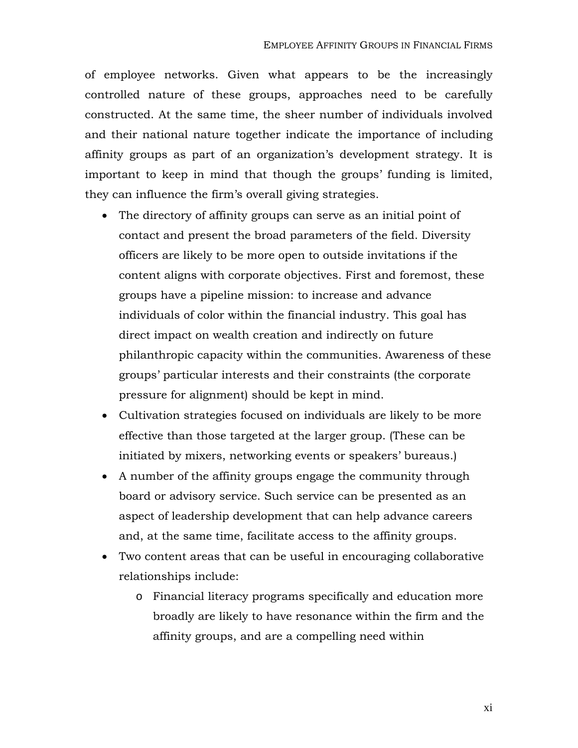of employee networks. Given what appears to be the increasingly controlled nature of these groups, approaches need to be carefully constructed. At the same time, the sheer number of individuals involved and their national nature together indicate the importance of including affinity groups as part of an organization's development strategy. It is important to keep in mind that though the groups' funding is limited, they can influence the firm's overall giving strategies.

- The directory of affinity groups can serve as an initial point of contact and present the broad parameters of the field. Diversity officers are likely to be more open to outside invitations if the content aligns with corporate objectives. First and foremost, these groups have a pipeline mission: to increase and advance individuals of color within the financial industry. This goal has direct impact on wealth creation and indirectly on future philanthropic capacity within the communities. Awareness of these groups' particular interests and their constraints (the corporate pressure for alignment) should be kept in mind.
- Cultivation strategies focused on individuals are likely to be more effective than those targeted at the larger group. (These can be initiated by mixers, networking events or speakers' bureaus.)
- A number of the affinity groups engage the community through board or advisory service. Such service can be presented as an aspect of leadership development that can help advance careers and, at the same time, facilitate access to the affinity groups.
- Two content areas that can be useful in encouraging collaborative relationships include:
  - Financial literacy programs specifically and education more broadly are likely to have resonance within the firm and the affinity groups, and are a compelling need within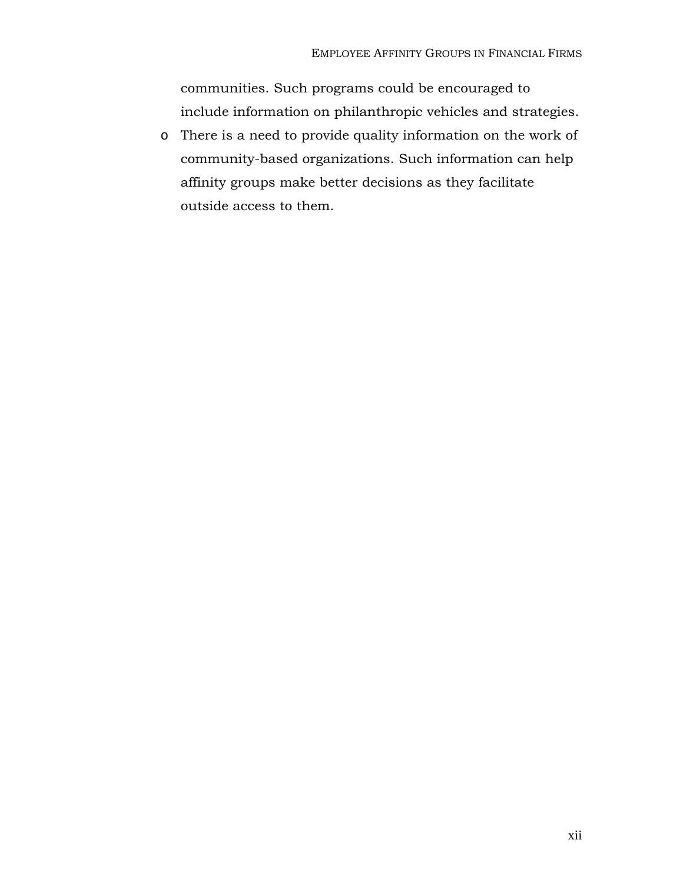communities. Such programs could be encouraged to include information on philanthropic vehicles and strategies.

- There is a need to provide quality information on the work of community-based organizations. Such information can help affinity groups make better decisions as they facilitate outside access to them.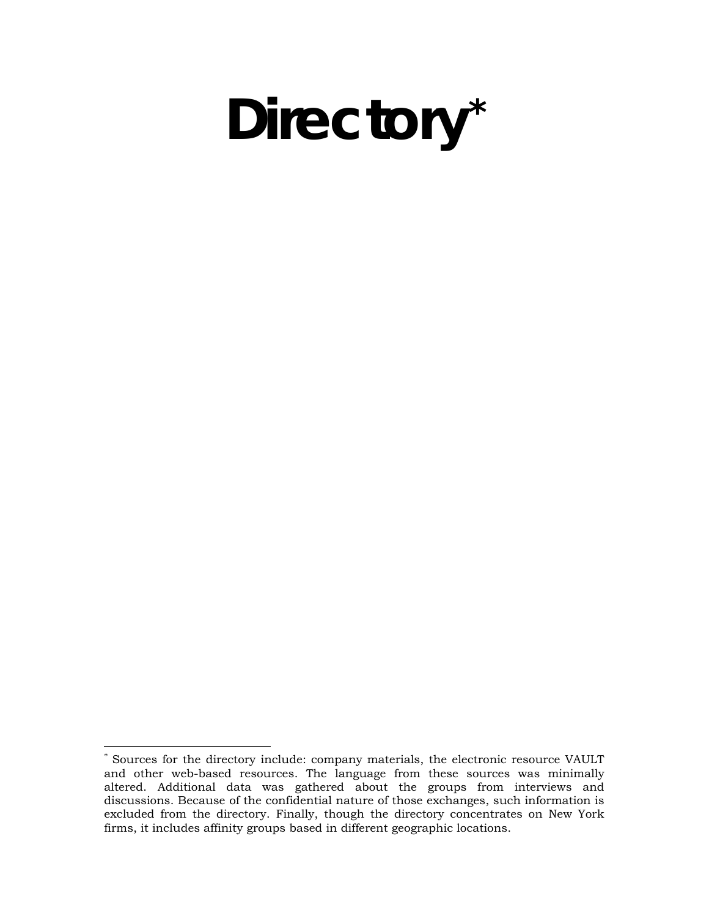# Directory[*]

[*] Sources for the directory include: company materials, the electronic resource VAULT and other web-based resources. The language from these sources was minimally altered. Additional data was gathered about the groups from interviews and discussions. Because of the confidential nature of those exchanges, such information is excluded from the directory. Finally, though the directory concentrates on New York firms, it includes affinity groups based in different geographic locations.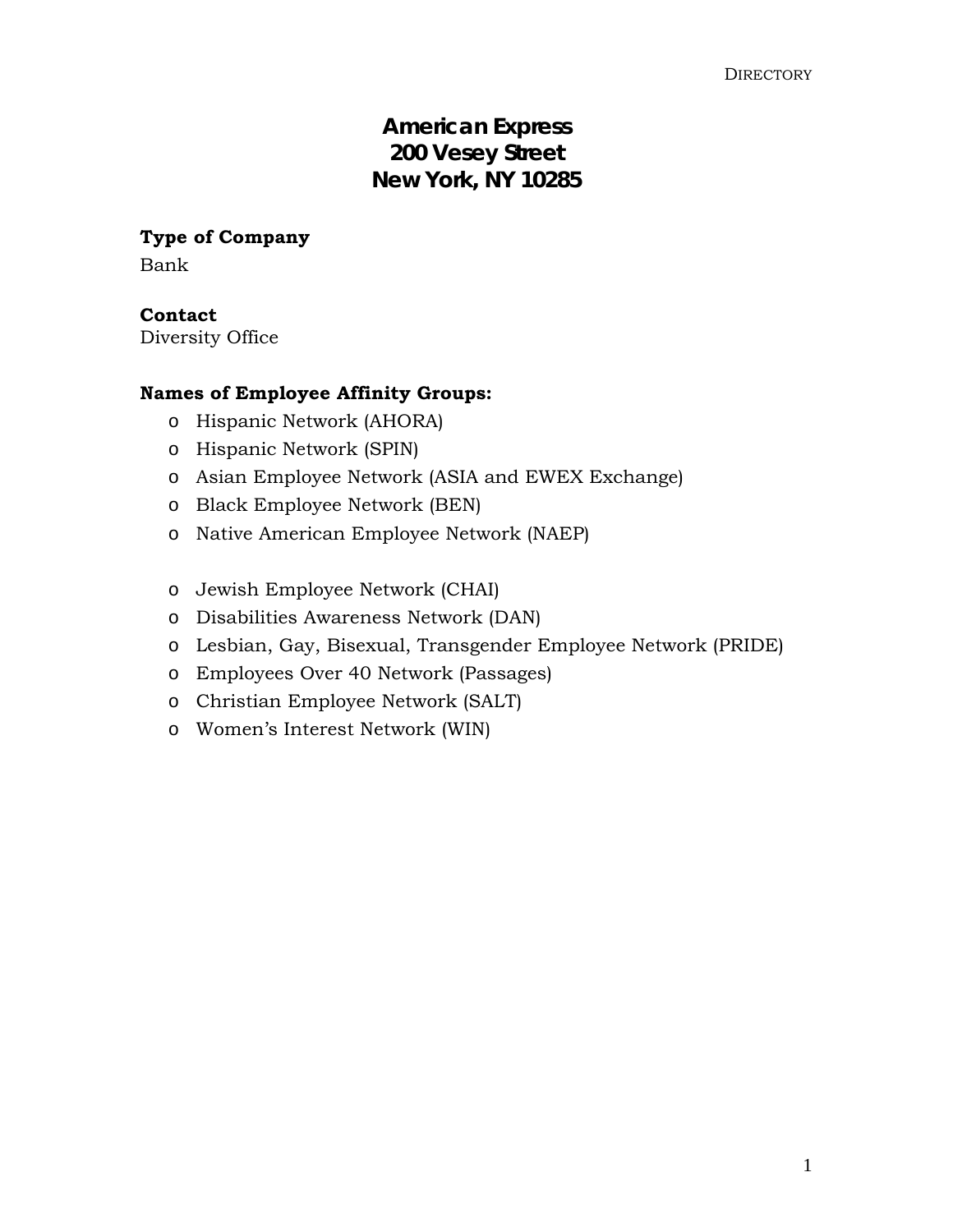# American Express
# 200 Vesey Street
# New York, NY 10285

**Type of Company**

Bank

**Contact**

Diversity Office

**Names of Employee Affinity Groups:**

- Hispanic Network (AHORA)
- Hispanic Network (SPIN)
- Asian Employee Network (ASIA and EWEX Exchange)
- Black Employee Network (BEN)
- Native American Employee Network (NAEP)

- Jewish Employee Network (CHAI)
- Disabilities Awareness Network (DAN)
- Lesbian, Gay, Bisexual, Transgender Employee Network (PRIDE)
- Employees Over 40 Network (Passages)
- Christian Employee Network (SALT)
- Women's Interest Network (WIN)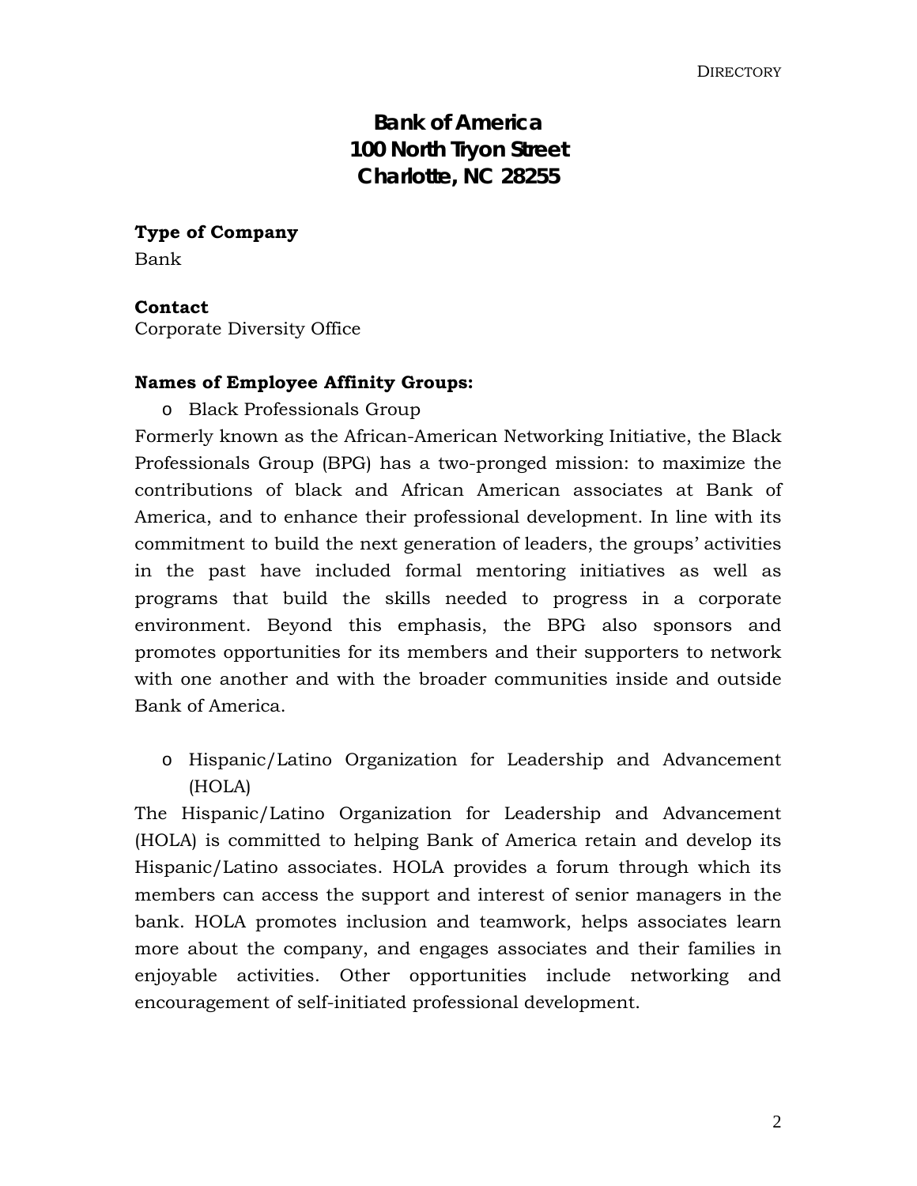# Bank of America
# 100 North Tryon Street
# Charlotte, NC 28255

**Type of Company**

Bank

**Contact**

Corporate Diversity Office

**Names of Employee Affinity Groups:**

- Black Professionals Group

Formerly known as the African-American Networking Initiative, the Black Professionals Group (BPG) has a two-pronged mission: to maximize the contributions of black and African American associates at Bank of America, and to enhance their professional development. In line with its commitment to build the next generation of leaders, the groups' activities in the past have included formal mentoring initiatives as well as programs that build the skills needed to progress in a corporate environment. Beyond this emphasis, the BPG also sponsors and promotes opportunities for its members and their supporters to network with one another and with the broader communities inside and outside Bank of America.

- Hispanic/Latino Organization for Leadership and Advancement (HOLA)

The Hispanic/Latino Organization for Leadership and Advancement (HOLA) is committed to helping Bank of America retain and develop its Hispanic/Latino associates. HOLA provides a forum through which its members can access the support and interest of senior managers in the bank. HOLA promotes inclusion and teamwork, helps associates learn more about the company, and engages associates and their families in enjoyable activities. Other opportunities include networking and encouragement of self-initiated professional development.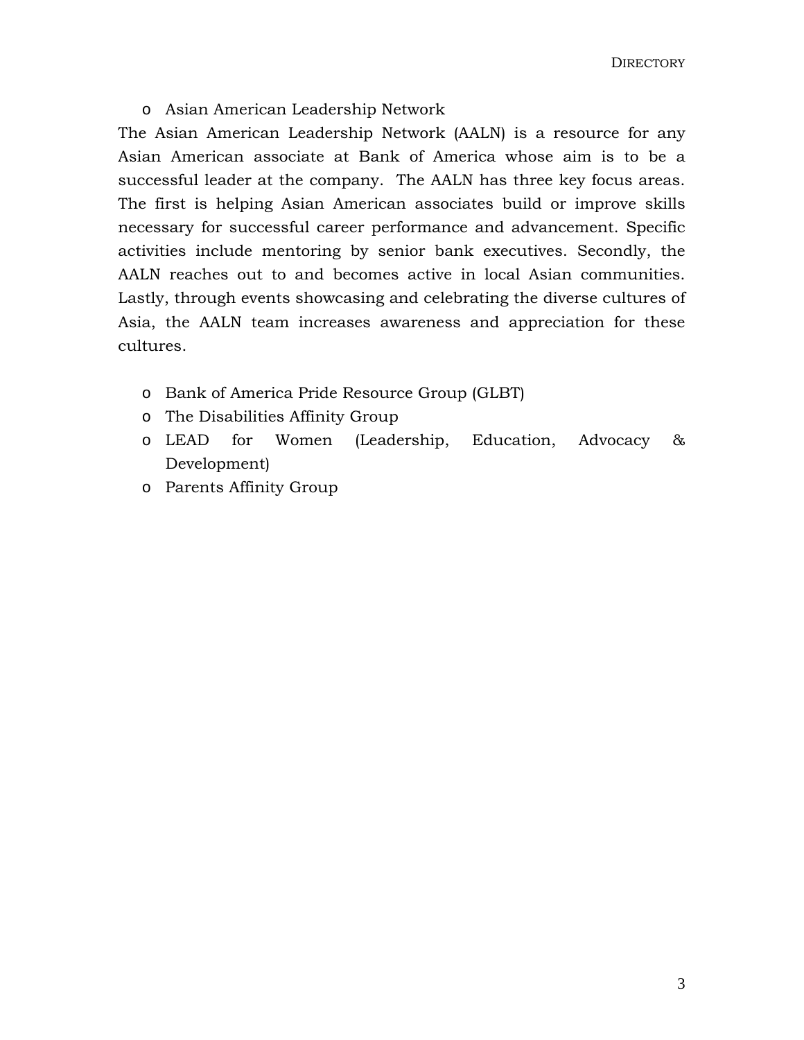- Asian American Leadership Network

The Asian American Leadership Network (AALN) is a resource for any Asian American associate at Bank of America whose aim is to be a successful leader at the company. The AALN has three key focus areas. The first is helping Asian American associates build or improve skills necessary for successful career performance and advancement. Specific activities include mentoring by senior bank executives. Secondly, the AALN reaches out to and becomes active in local Asian communities. Lastly, through events showcasing and celebrating the diverse cultures of Asia, the AALN team increases awareness and appreciation for these cultures.

- Bank of America Pride Resource Group (GLBT)
- The Disabilities Affinity Group
- LEAD for Women (Leadership, Education, Advocacy & Development)
- Parents Affinity Group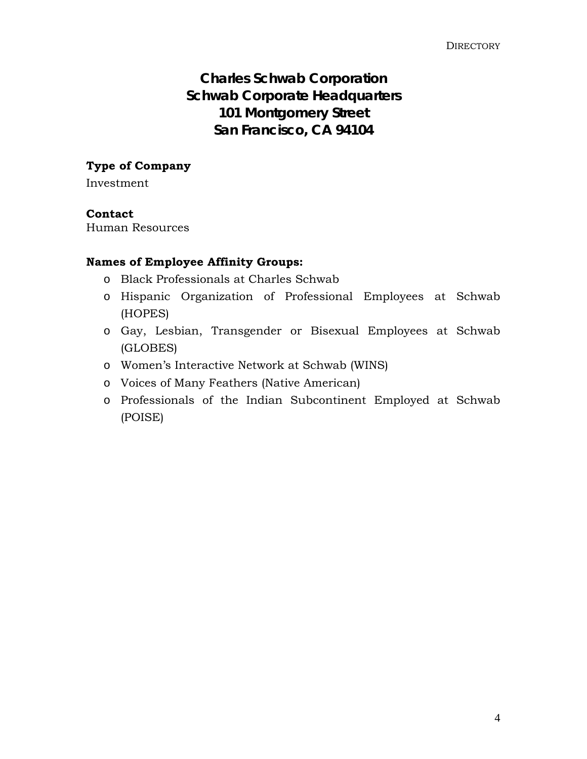# Charles Schwab Corporation
# Schwab Corporate Headquarters
# 101 Montgomery Street
# San Francisco, CA 94104

**Type of Company**

Investment

**Contact**

Human Resources

**Names of Employee Affinity Groups:**

- Black Professionals at Charles Schwab
- Hispanic Organization of Professional Employees at Schwab (HOPES)
- Gay, Lesbian, Transgender or Bisexual Employees at Schwab (GLOBES)
- Women's Interactive Network at Schwab (WINS)
- Voices of Many Feathers (Native American)
- Professionals of the Indian Subcontinent Employed at Schwab (POISE)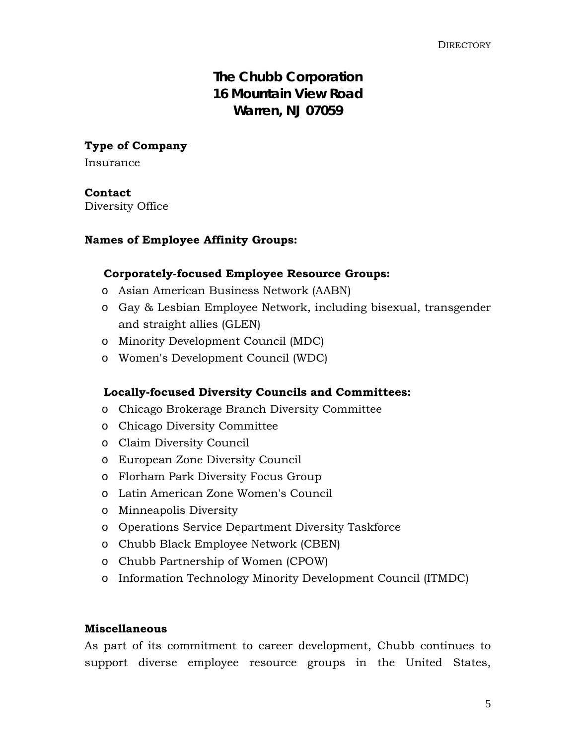# The Chubb Corporation
# 16 Mountain View Road
# Warren, NJ 07059

**Type of Company**

Insurance

**Contact**

Diversity Office

**Names of Employee Affinity Groups:**

**Corporately-focused Employee Resource Groups:**

- Asian American Business Network (AABN)
- Gay & Lesbian Employee Network, including bisexual, transgender and straight allies (GLEN)
- Minority Development Council (MDC)
- Women's Development Council (WDC)

**Locally-focused Diversity Councils and Committees:**

- Chicago Brokerage Branch Diversity Committee
- Chicago Diversity Committee
- Claim Diversity Council
- European Zone Diversity Council
- Florham Park Diversity Focus Group
- Latin American Zone Women's Council
- Minneapolis Diversity
- Operations Service Department Diversity Taskforce
- Chubb Black Employee Network (CBEN)
- Chubb Partnership of Women (CPOW)
- Information Technology Minority Development Council (ITMDC)

**Miscellaneous**

As part of its commitment to career development, Chubb continues to support diverse employee resource groups in the United States,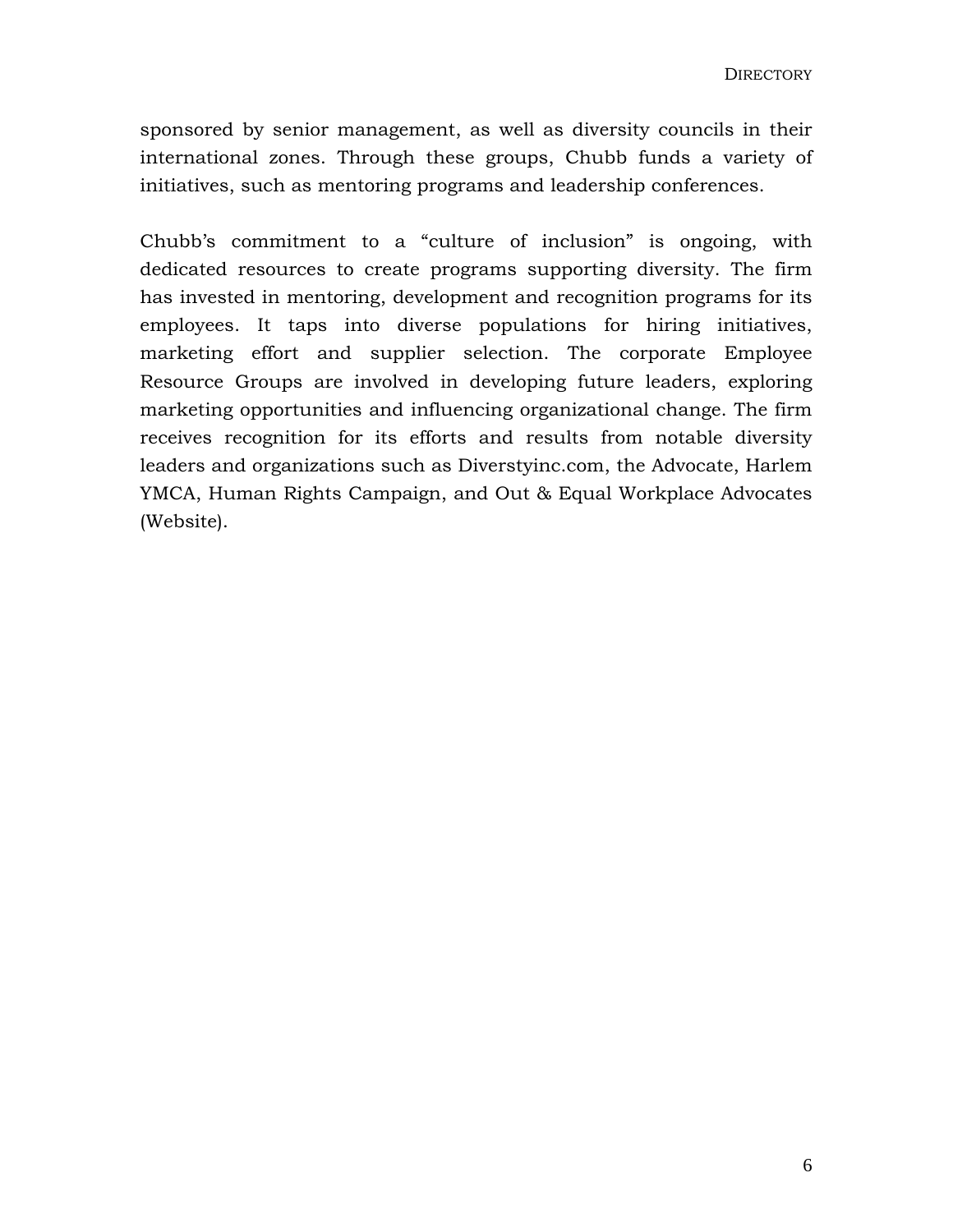sponsored by senior management, as well as diversity councils in their international zones. Through these groups, Chubb funds a variety of initiatives, such as mentoring programs and leadership conferences.

Chubb's commitment to a "culture of inclusion" is ongoing, with dedicated resources to create programs supporting diversity. The firm has invested in mentoring, development and recognition programs for its employees. It taps into diverse populations for hiring initiatives, marketing effort and supplier selection. The corporate Employee Resource Groups are involved in developing future leaders, exploring marketing opportunities and influencing organizational change. The firm receives recognition for its efforts and results from notable diversity leaders and organizations such as Diverstyinc.com, the Advocate, Harlem YMCA, Human Rights Campaign, and Out & Equal Workplace Advocates (Website).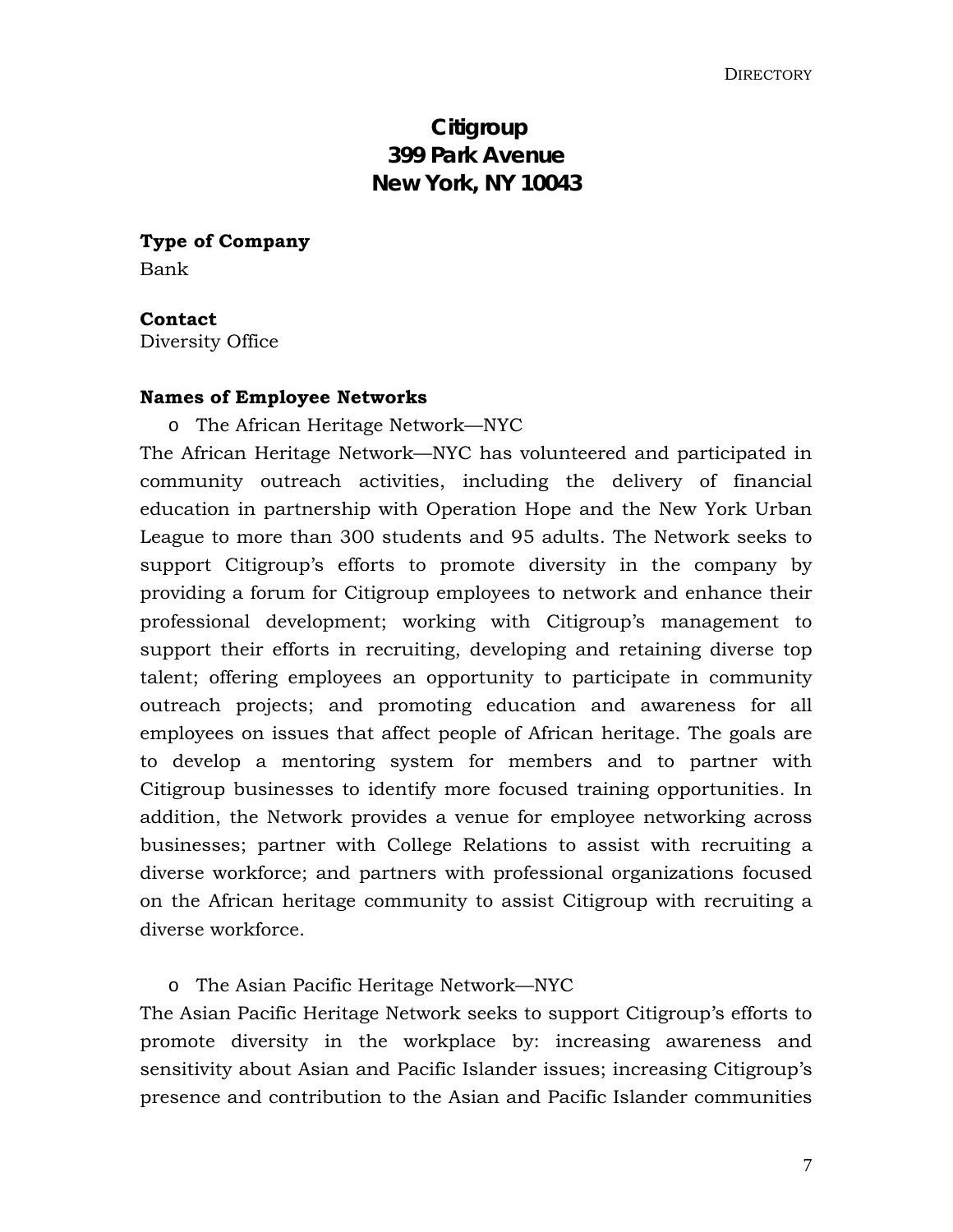# Citigroup
# 399 Park Avenue
# New York, NY 10043

**Type of Company**

Bank

**Contact**

Diversity Office

**Names of Employee Networks**

- The African Heritage Network—NYC

The African Heritage Network—NYC has volunteered and participated in community outreach activities, including the delivery of financial education in partnership with Operation Hope and the New York Urban League to more than 300 students and 95 adults. The Network seeks to support Citigroup's efforts to promote diversity in the company by providing a forum for Citigroup employees to network and enhance their professional development; working with Citigroup's management to support their efforts in recruiting, developing and retaining diverse top talent; offering employees an opportunity to participate in community outreach projects; and promoting education and awareness for all employees on issues that affect people of African heritage. The goals are to develop a mentoring system for members and to partner with Citigroup businesses to identify more focused training opportunities. In addition, the Network provides a venue for employee networking across businesses; partner with College Relations to assist with recruiting a diverse workforce; and partners with professional organizations focused on the African heritage community to assist Citigroup with recruiting a diverse workforce.

- The Asian Pacific Heritage Network—NYC

The Asian Pacific Heritage Network seeks to support Citigroup's efforts to promote diversity in the workplace by: increasing awareness and sensitivity about Asian and Pacific Islander issues; increasing Citigroup's presence and contribution to the Asian and Pacific Islander communities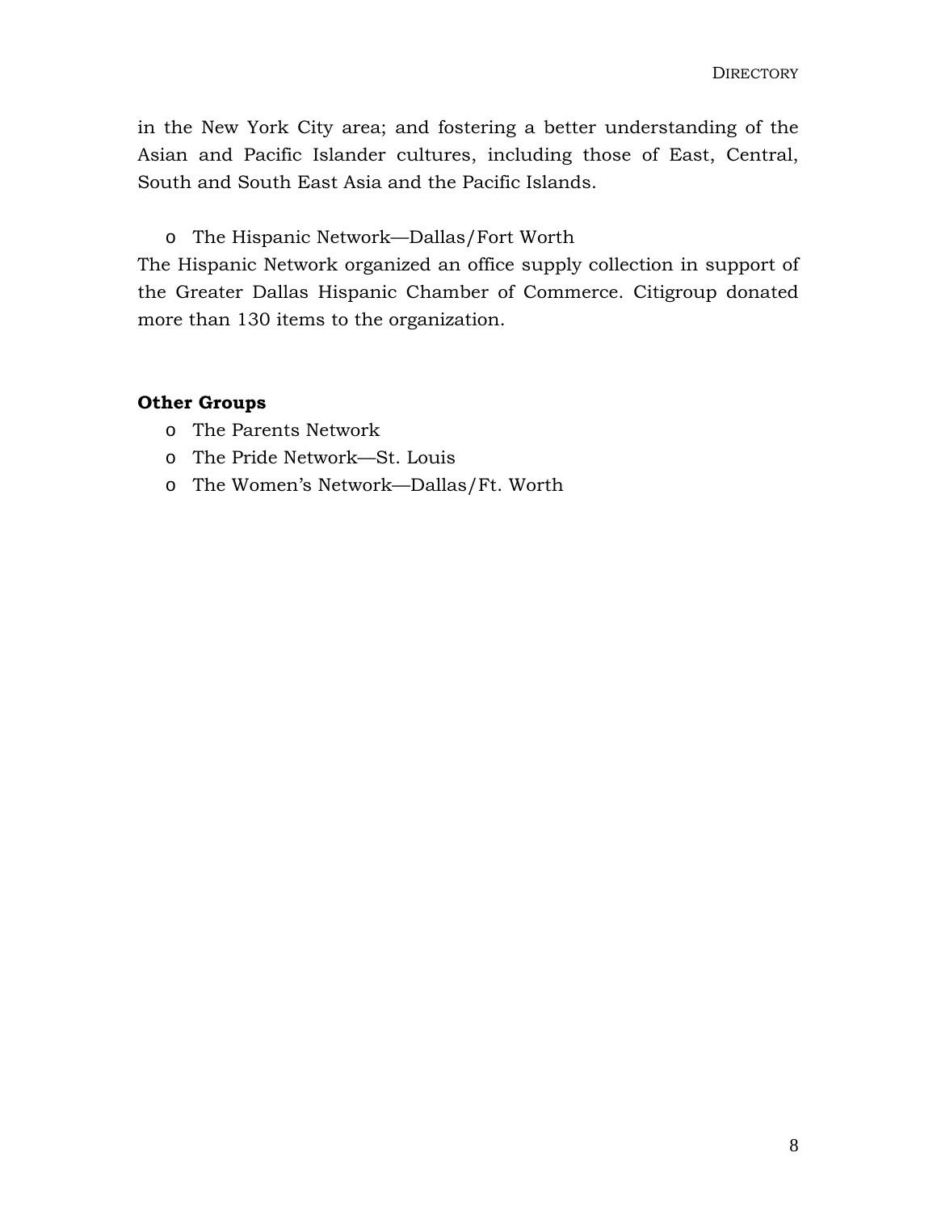in the New York City area; and fostering a better understanding of the Asian and Pacific Islander cultures, including those of East, Central, South and South East Asia and the Pacific Islands.

- The Hispanic Network—Dallas/Fort Worth

The Hispanic Network organized an office supply collection in support of the Greater Dallas Hispanic Chamber of Commerce. Citigroup donated more than 130 items to the organization.

**Other Groups**

- The Parents Network
- The Pride Network—St. Louis
- The Women's Network—Dallas/Ft. Worth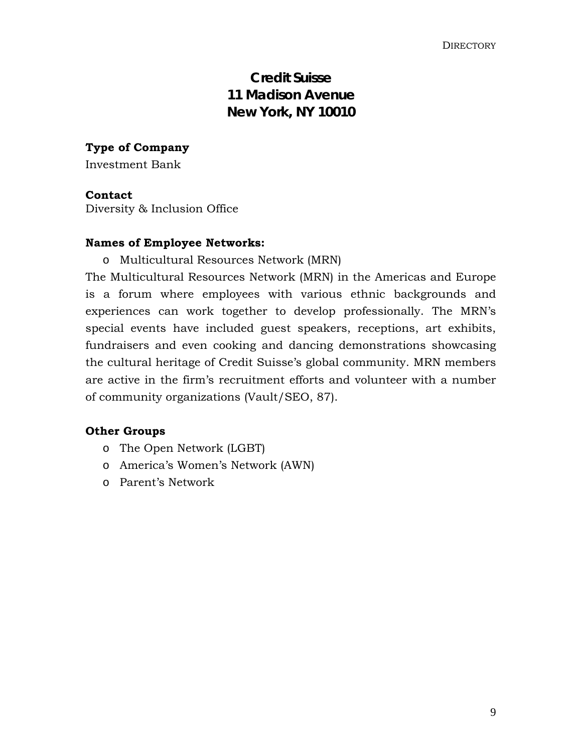## Credit Suisse
## 11 Madison Avenue
## New York, NY 10010

**Type of Company**

Investment Bank

**Contact**

Diversity & Inclusion Office

**Names of Employee Networks:**

- Multicultural Resources Network (MRN)

The Multicultural Resources Network (MRN) in the Americas and Europe is a forum where employees with various ethnic backgrounds and experiences can work together to develop professionally. The MRN's special events have included guest speakers, receptions, art exhibits, fundraisers and even cooking and dancing demonstrations showcasing the cultural heritage of Credit Suisse's global community. MRN members are active in the firm's recruitment efforts and volunteer with a number of community organizations (Vault/SEO, 87).

**Other Groups**

- The Open Network (LGBT)
- America's Women's Network (AWN)
- Parent's Network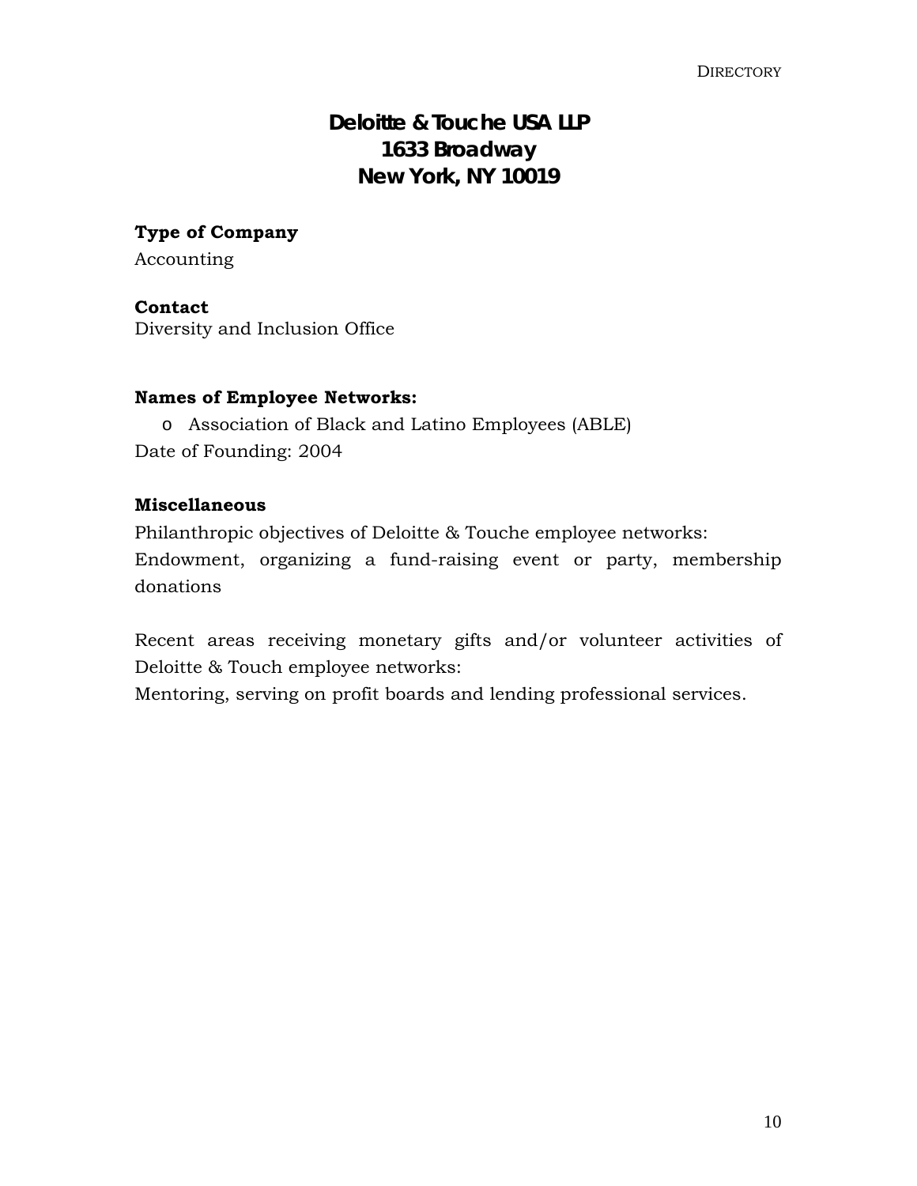## Deloitte & Touche USA LLP
## 1633 Broadway
## New York, NY 10019

**Type of Company**

Accounting

**Contact**

Diversity and Inclusion Office

**Names of Employee Networks:**

- Association of Black and Latino Employees (ABLE)

Date of Founding: 2004

**Miscellaneous**

Philanthropic objectives of Deloitte & Touche employee networks:
Endowment, organizing a fund-raising event or party, membership donations

Recent areas receiving monetary gifts and/or volunteer activities of Deloitte & Touch employee networks:
Mentoring, serving on profit boards and lending professional services.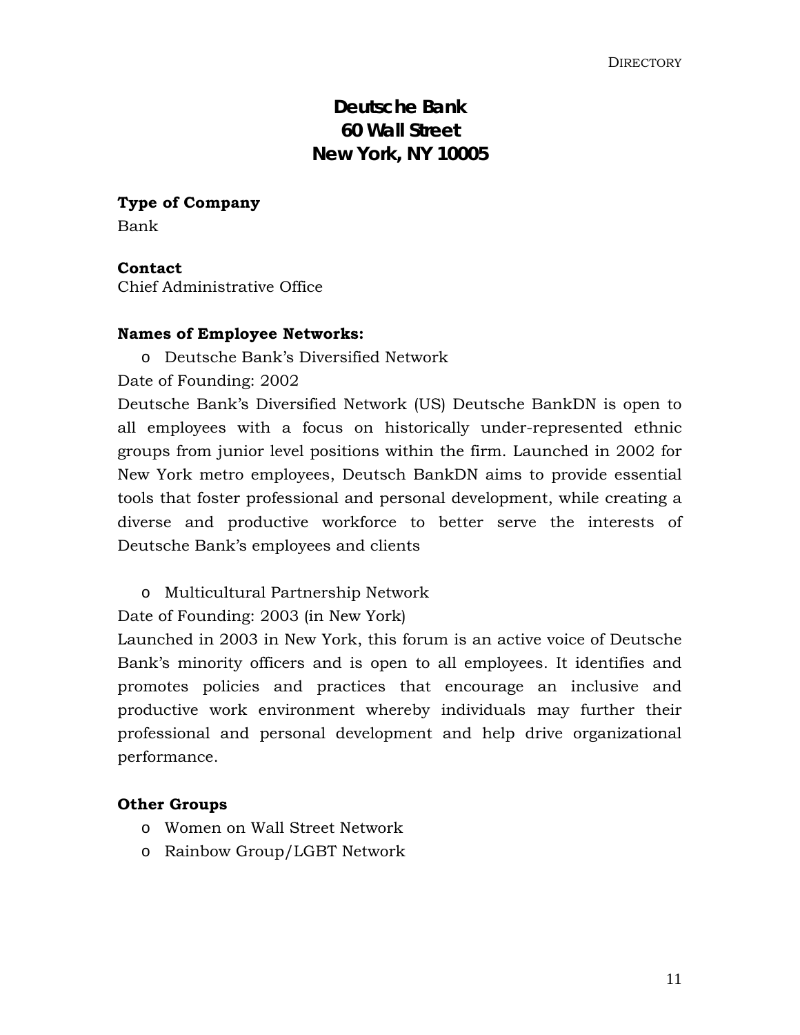# Deutsche Bank
# 60 Wall Street
# New York, NY 10005

**Type of Company**

Bank

**Contact**

Chief Administrative Office

**Names of Employee Networks:**

- Deutsche Bank's Diversified Network

Date of Founding: 2002

Deutsche Bank's Diversified Network (US) Deutsche BankDN is open to all employees with a focus on historically under-represented ethnic groups from junior level positions within the firm. Launched in 2002 for New York metro employees, Deutsch BankDN aims to provide essential tools that foster professional and personal development, while creating a diverse and productive workforce to better serve the interests of Deutsche Bank's employees and clients

- Multicultural Partnership Network

Date of Founding: 2003 (in New York)

Launched in 2003 in New York, this forum is an active voice of Deutsche Bank's minority officers and is open to all employees. It identifies and promotes policies and practices that encourage an inclusive and productive work environment whereby individuals may further their professional and personal development and help drive organizational performance.

**Other Groups**

- Women on Wall Street Network
- Rainbow Group/LGBT Network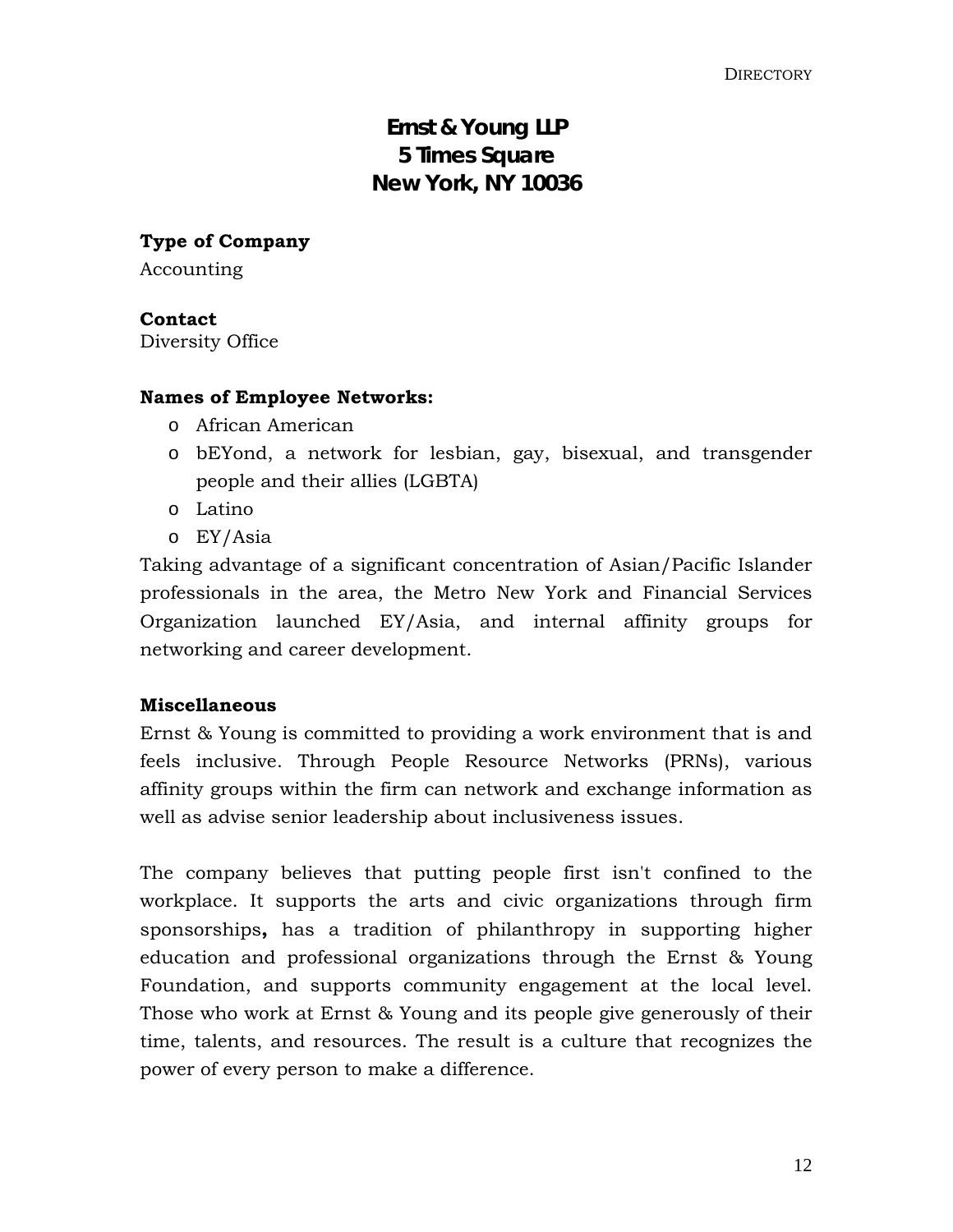# Ernst & Young LLP
# 5 Times Square
# New York, NY 10036

**Type of Company**

Accounting

**Contact**

Diversity Office

**Names of Employee Networks:**

- African American
- bEYond, a network for lesbian, gay, bisexual, and transgender people and their allies (LGBTA)
- Latino
- EY/Asia

Taking advantage of a significant concentration of Asian/Pacific Islander professionals in the area, the Metro New York and Financial Services Organization launched EY/Asia, and internal affinity groups for networking and career development.

**Miscellaneous**

Ernst & Young is committed to providing a work environment that is and feels inclusive. Through People Resource Networks (PRNs), various affinity groups within the firm can network and exchange information as well as advise senior leadership about inclusiveness issues.

The company believes that putting people first isn't confined to the workplace. It supports the arts and civic organizations through firm sponsorships**,** has a tradition of philanthropy in supporting higher education and professional organizations through the Ernst & Young Foundation, and supports community engagement at the local level. Those who work at Ernst & Young and its people give generously of their time, talents, and resources. The result is a culture that recognizes the power of every person to make a difference.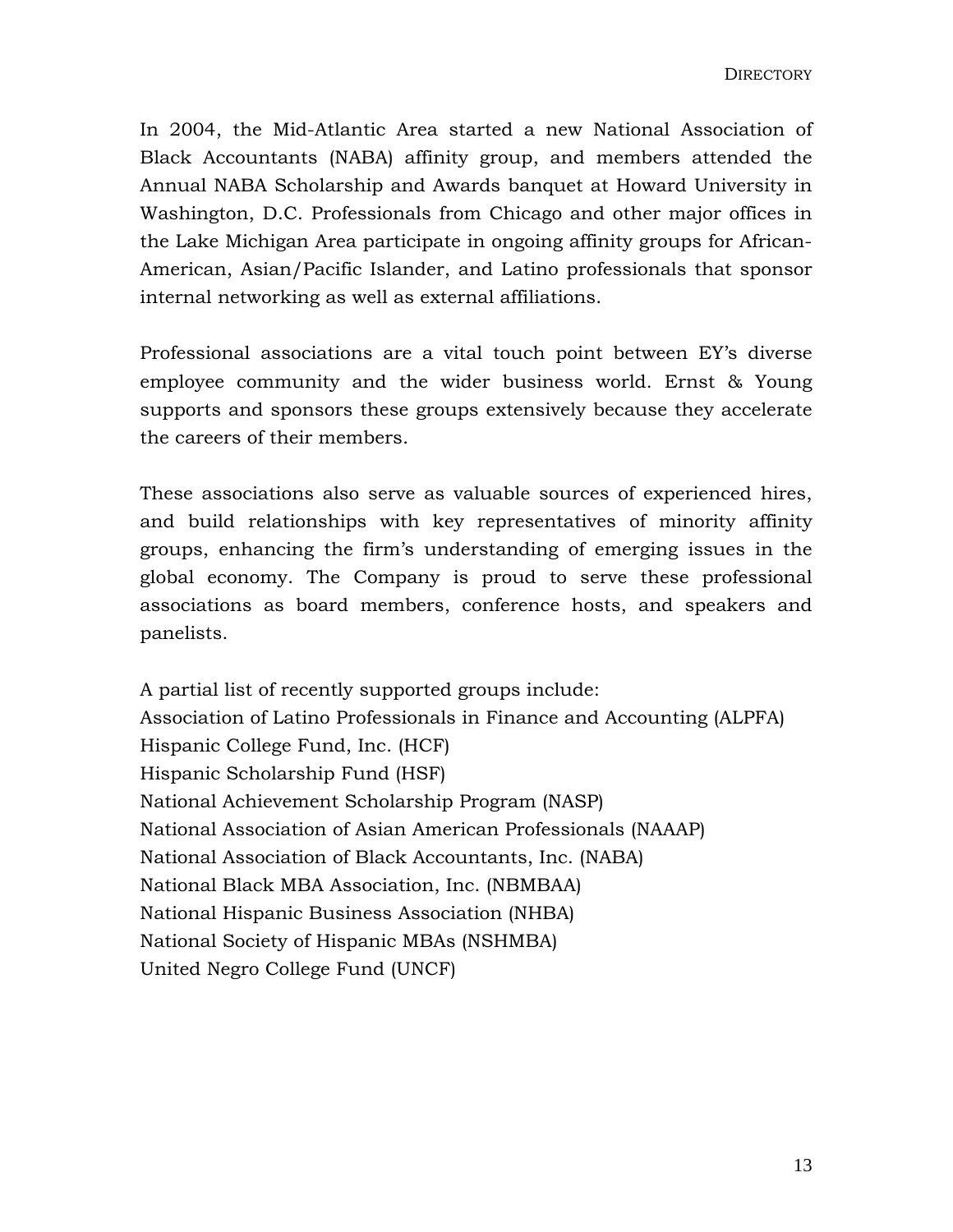In 2004, the Mid-Atlantic Area started a new National Association of Black Accountants (NABA) affinity group, and members attended the Annual NABA Scholarship and Awards banquet at Howard University in Washington, D.C. Professionals from Chicago and other major offices in the Lake Michigan Area participate in ongoing affinity groups for African-American, Asian/Pacific Islander, and Latino professionals that sponsor internal networking as well as external affiliations.

Professional associations are a vital touch point between EY's diverse employee community and the wider business world. Ernst & Young supports and sponsors these groups extensively because they accelerate the careers of their members.

These associations also serve as valuable sources of experienced hires, and build relationships with key representatives of minority affinity groups, enhancing the firm's understanding of emerging issues in the global economy. The Company is proud to serve these professional associations as board members, conference hosts, and speakers and panelists.

A partial list of recently supported groups include:
Association of Latino Professionals in Finance and Accounting (ALPFA)
Hispanic College Fund, Inc. (HCF)
Hispanic Scholarship Fund (HSF)
National Achievement Scholarship Program (NASP)
National Association of Asian American Professionals (NAAAP)
National Association of Black Accountants, Inc. (NABA)
National Black MBA Association, Inc. (NBMBAA)
National Hispanic Business Association (NHBA)
National Society of Hispanic MBAs (NSHMBA)
United Negro College Fund (UNCF)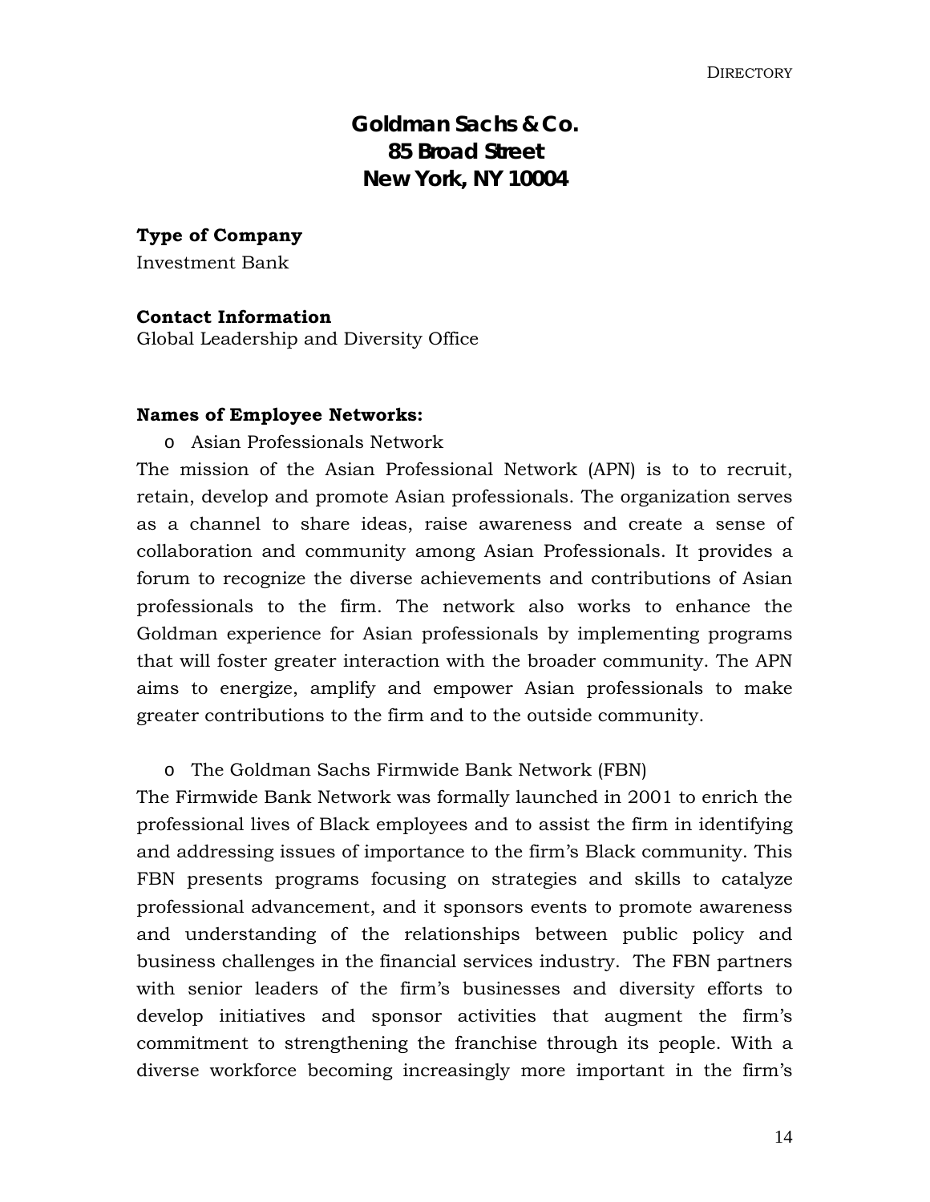## Goldman Sachs & Co.
## 85 Broad Street
## New York, NY 10004

**Type of Company**
Investment Bank

**Contact Information**
Global Leadership and Diversity Office

**Names of Employee Networks:**

- Asian Professionals Network

The mission of the Asian Professional Network (APN) is to to recruit, retain, develop and promote Asian professionals. The organization serves as a channel to share ideas, raise awareness and create a sense of collaboration and community among Asian Professionals. It provides a forum to recognize the diverse achievements and contributions of Asian professionals to the firm. The network also works to enhance the Goldman experience for Asian professionals by implementing programs that will foster greater interaction with the broader community. The APN aims to energize, amplify and empower Asian professionals to make greater contributions to the firm and to the outside community.

- The Goldman Sachs Firmwide Bank Network (FBN)

The Firmwide Bank Network was formally launched in 2001 to enrich the professional lives of Black employees and to assist the firm in identifying and addressing issues of importance to the firm's Black community. This FBN presents programs focusing on strategies and skills to catalyze professional advancement, and it sponsors events to promote awareness and understanding of the relationships between public policy and business challenges in the financial services industry. The FBN partners with senior leaders of the firm's businesses and diversity efforts to develop initiatives and sponsor activities that augment the firm's commitment to strengthening the franchise through its people. With a diverse workforce becoming increasingly more important in the firm's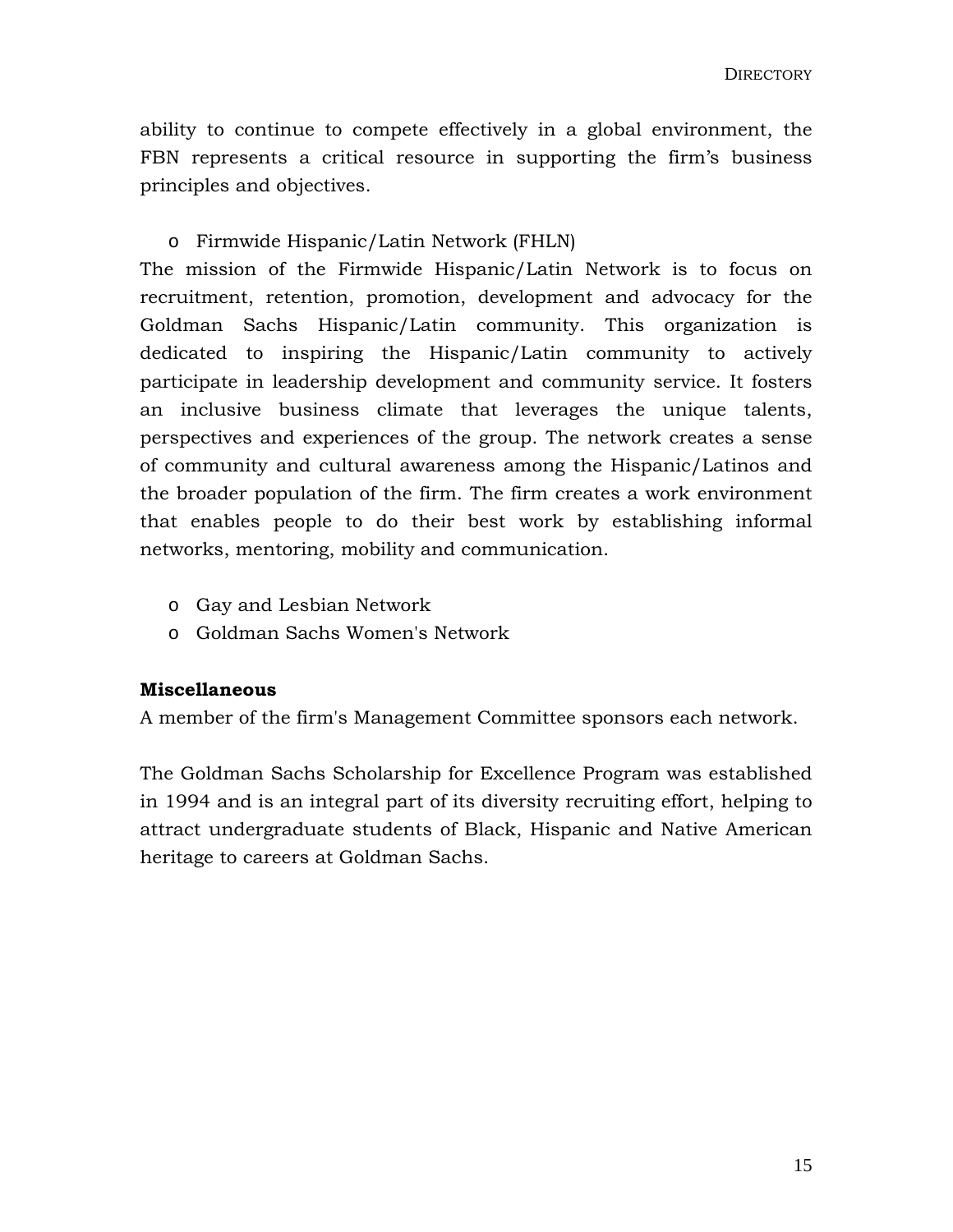ability to continue to compete effectively in a global environment, the FBN represents a critical resource in supporting the firm's business principles and objectives.

- Firmwide Hispanic/Latin Network (FHLN)

The mission of the Firmwide Hispanic/Latin Network is to focus on recruitment, retention, promotion, development and advocacy for the Goldman Sachs Hispanic/Latin community. This organization is dedicated to inspiring the Hispanic/Latin community to actively participate in leadership development and community service. It fosters an inclusive business climate that leverages the unique talents, perspectives and experiences of the group. The network creates a sense of community and cultural awareness among the Hispanic/Latinos and the broader population of the firm. The firm creates a work environment that enables people to do their best work by establishing informal networks, mentoring, mobility and communication.

- Gay and Lesbian Network
- Goldman Sachs Women's Network

**Miscellaneous**

A member of the firm's Management Committee sponsors each network.

The Goldman Sachs Scholarship for Excellence Program was established in 1994 and is an integral part of its diversity recruiting effort, helping to attract undergraduate students of Black, Hispanic and Native American heritage to careers at Goldman Sachs.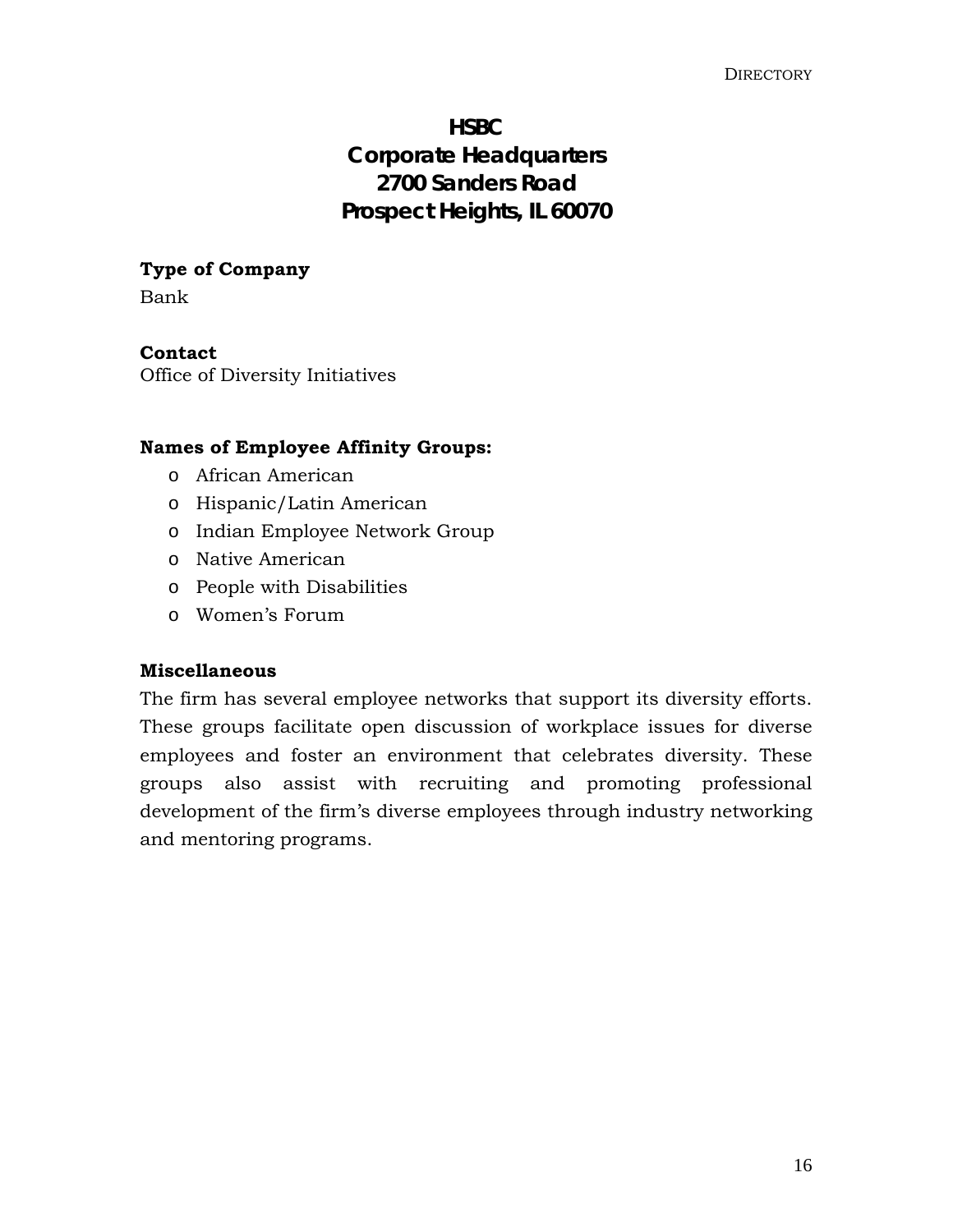# HSBC
# Corporate Headquarters
# 2700 Sanders Road
# Prospect Heights, IL 60070

**Type of Company**

Bank

**Contact**

Office of Diversity Initiatives

**Names of Employee Affinity Groups:**

- African American
- Hispanic/Latin American
- Indian Employee Network Group
- Native American
- People with Disabilities
- Women's Forum

**Miscellaneous**

The firm has several employee networks that support its diversity efforts. These groups facilitate open discussion of workplace issues for diverse employees and foster an environment that celebrates diversity. These groups also assist with recruiting and promoting professional development of the firm's diverse employees through industry networking and mentoring programs.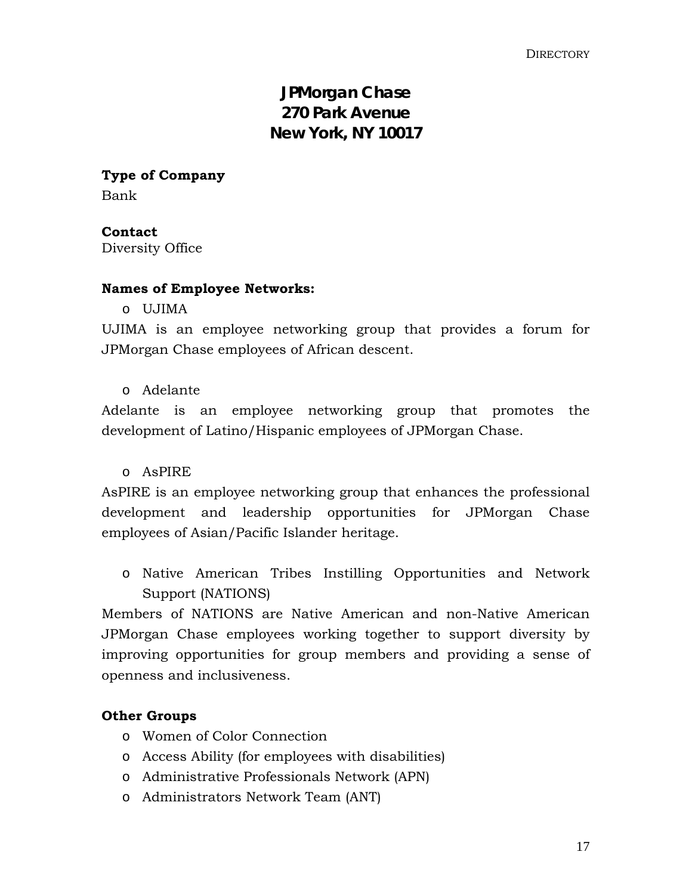# JPMorgan Chase
# 270 Park Avenue
# New York, NY 10017

**Type of Company**

Bank

**Contact**

Diversity Office

**Names of Employee Networks:**

- UJIMA

UJIMA is an employee networking group that provides a forum for JPMorgan Chase employees of African descent.

- Adelante

Adelante is an employee networking group that promotes the development of Latino/Hispanic employees of JPMorgan Chase.

- AsPIRE

AsPIRE is an employee networking group that enhances the professional development and leadership opportunities for JPMorgan Chase employees of Asian/Pacific Islander heritage.

- Native American Tribes Instilling Opportunities and Network Support (NATIONS)

Members of NATIONS are Native American and non-Native American JPMorgan Chase employees working together to support diversity by improving opportunities for group members and providing a sense of openness and inclusiveness.

**Other Groups**

- Women of Color Connection
- Access Ability (for employees with disabilities)
- Administrative Professionals Network (APN)
- Administrators Network Team (ANT)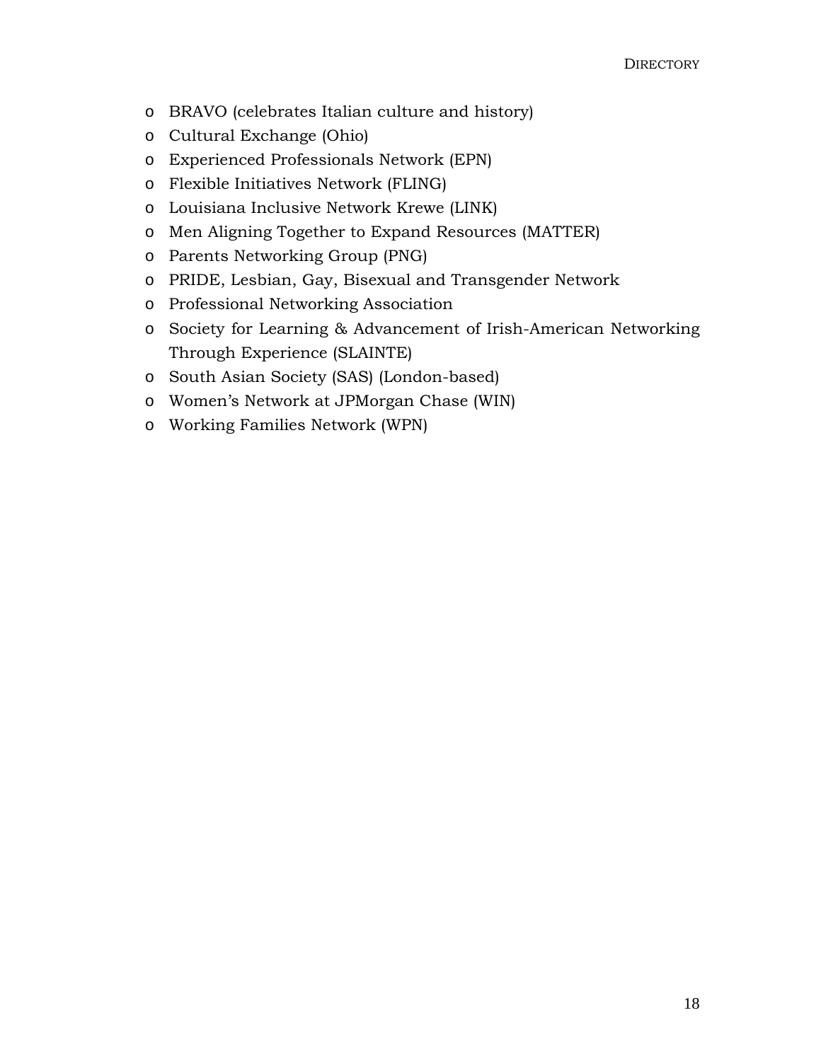- BRAVO (celebrates Italian culture and history)
- Cultural Exchange (Ohio)
- Experienced Professionals Network (EPN)
- Flexible Initiatives Network (FLING)
- Louisiana Inclusive Network Krewe (LINK)
- Men Aligning Together to Expand Resources (MATTER)
- Parents Networking Group (PNG)
- PRIDE, Lesbian, Gay, Bisexual and Transgender Network
- Professional Networking Association
- Society for Learning & Advancement of Irish-American Networking Through Experience (SLAINTE)
- South Asian Society (SAS) (London-based)
- Women's Network at JPMorgan Chase (WIN)
- Working Families Network (WPN)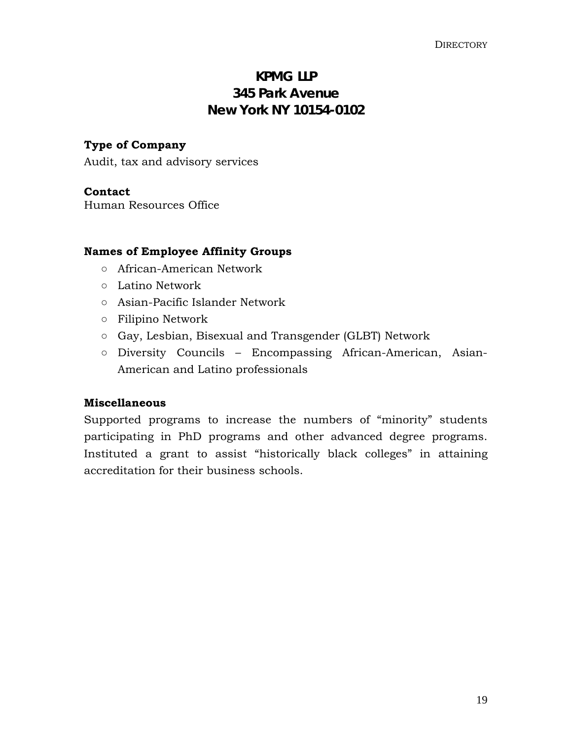## KPMG LLP
## 345 Park Avenue
## New York NY 10154-0102

**Type of Company**

Audit, tax and advisory services

**Contact**

Human Resources Office

**Names of Employee Affinity Groups**

- African-American Network
- Latino Network
- Asian-Pacific Islander Network
- Filipino Network
- Gay, Lesbian, Bisexual and Transgender (GLBT) Network
- Diversity Councils – Encompassing African-American, Asian-American and Latino professionals

**Miscellaneous**

Supported programs to increase the numbers of "minority" students participating in PhD programs and other advanced degree programs. Instituted a grant to assist "historically black colleges" in attaining accreditation for their business schools.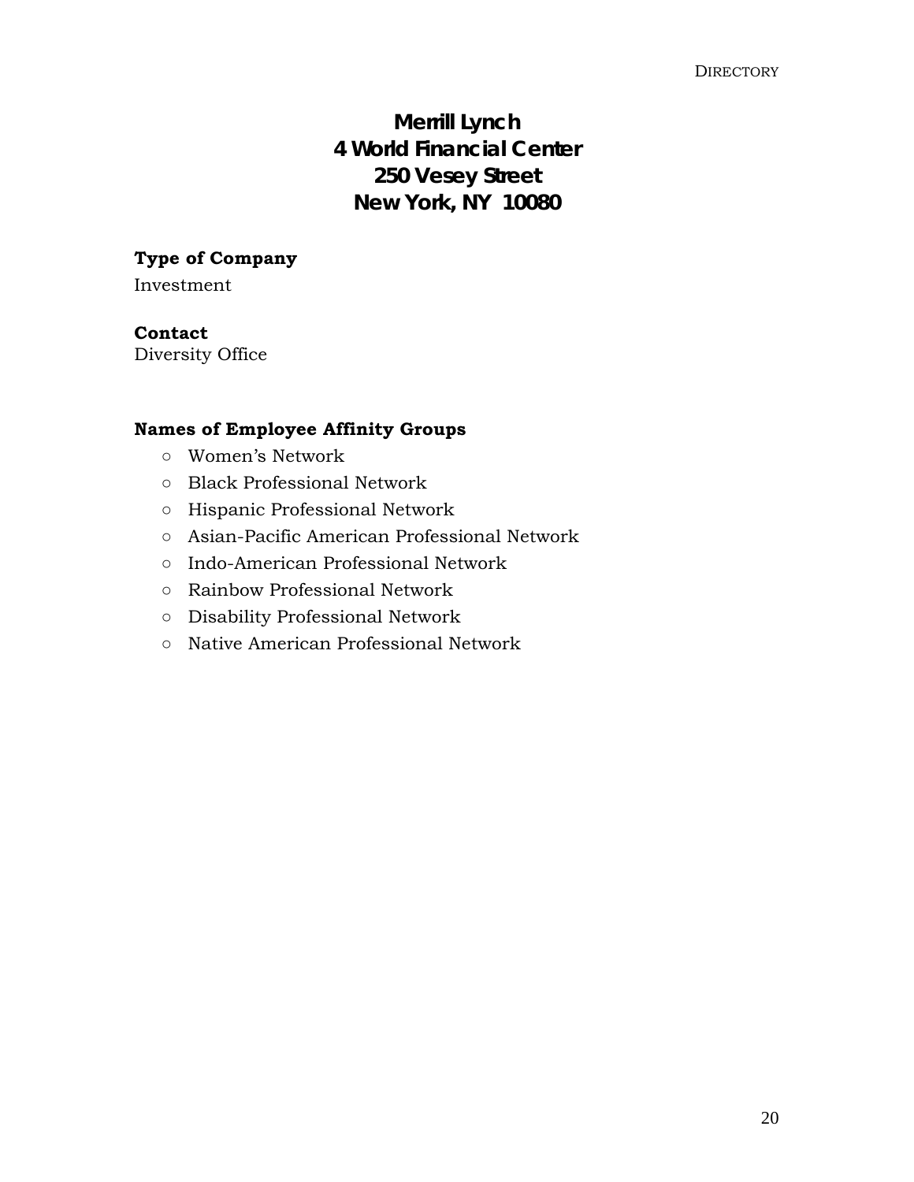## Merrill Lynch
## 4 World Financial Center
## 250 Vesey Street
## New York, NY 10080

**Type of Company**

Investment

**Contact**

Diversity Office

**Names of Employee Affinity Groups**

- Women's Network
- Black Professional Network
- Hispanic Professional Network
- Asian-Pacific American Professional Network
- Indo-American Professional Network
- Rainbow Professional Network
- Disability Professional Network
- Native American Professional Network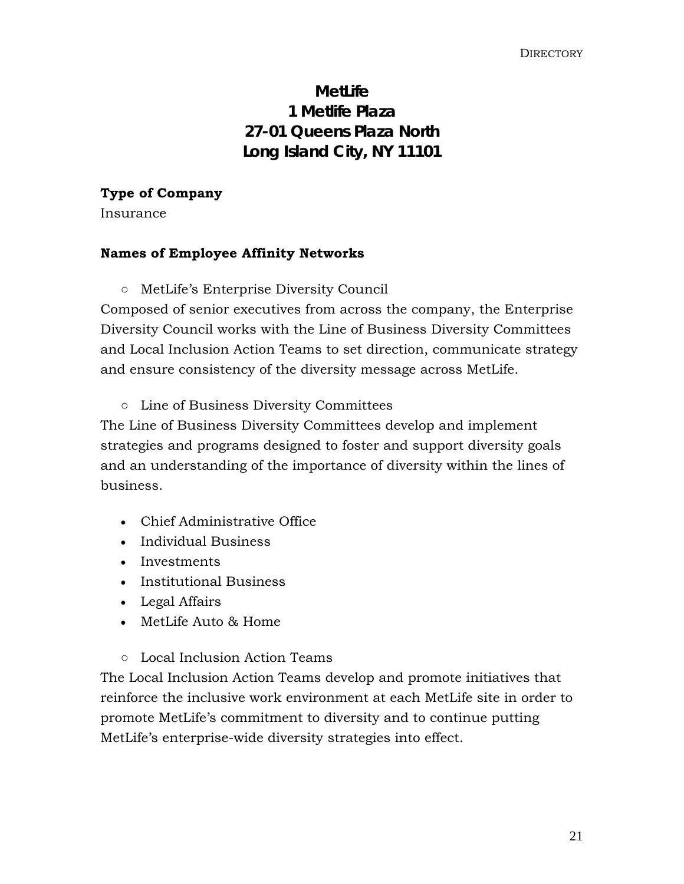# MetLife
# 1 Metlife Plaza
# 27-01 Queens Plaza North
# Long Island City, NY 11101

**Type of Company**

Insurance

**Names of Employee Affinity Networks**

- MetLife's Enterprise Diversity Council

Composed of senior executives from across the company, the Enterprise Diversity Council works with the Line of Business Diversity Committees and Local Inclusion Action Teams to set direction, communicate strategy and ensure consistency of the diversity message across MetLife.

- Line of Business Diversity Committees

The Line of Business Diversity Committees develop and implement strategies and programs designed to foster and support diversity goals and an understanding of the importance of diversity within the lines of business.

- Chief Administrative Office
- Individual Business
- Investments
- Institutional Business
- Legal Affairs
- MetLife Auto & Home

- Local Inclusion Action Teams

The Local Inclusion Action Teams develop and promote initiatives that reinforce the inclusive work environment at each MetLife site in order to promote MetLife's commitment to diversity and to continue putting MetLife's enterprise-wide diversity strategies into effect.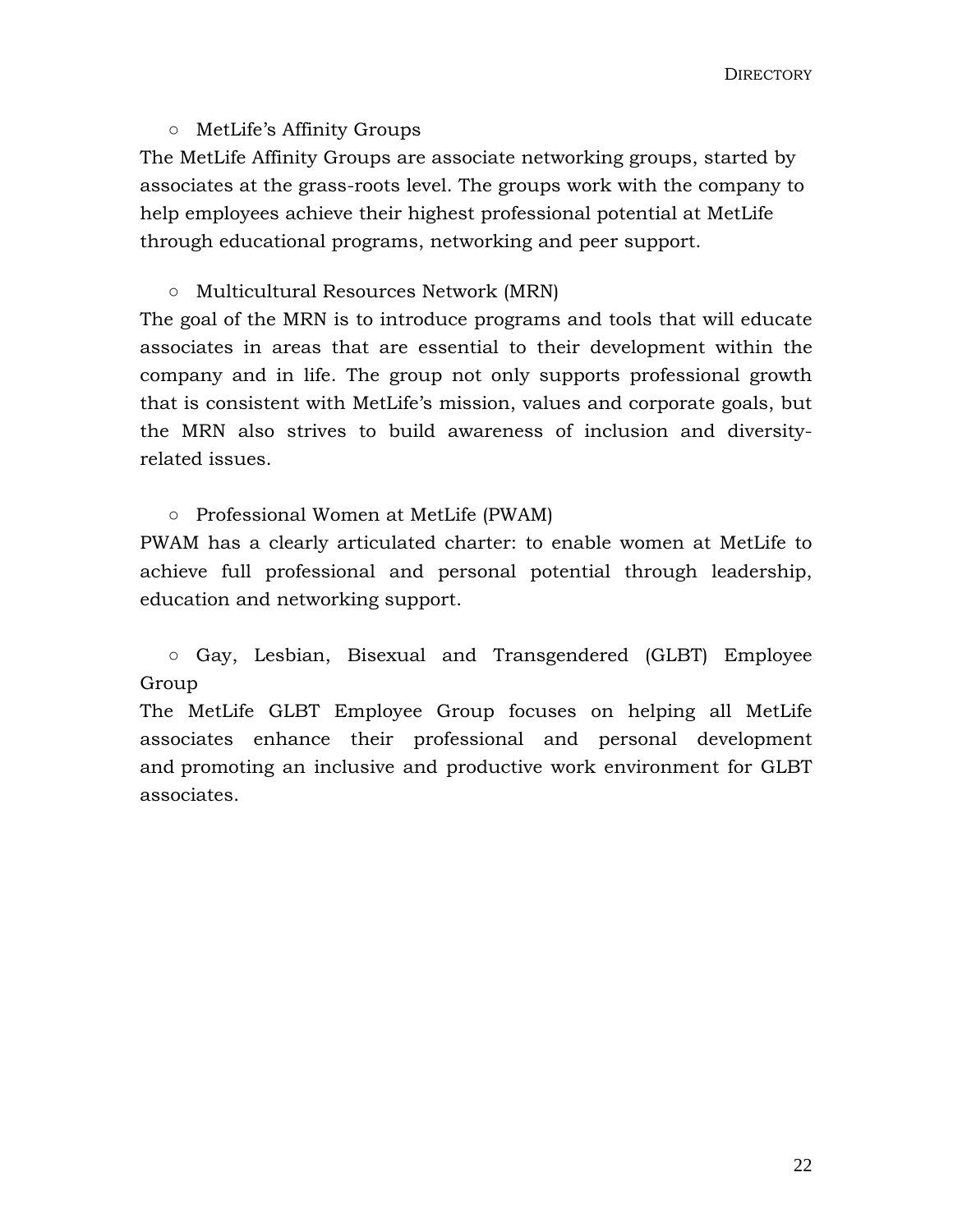- MetLife's Affinity Groups

The MetLife Affinity Groups are associate networking groups, started by associates at the grass-roots level. The groups work with the company to help employees achieve their highest professional potential at MetLife through educational programs, networking and peer support.

- Multicultural Resources Network (MRN)

The goal of the MRN is to introduce programs and tools that will educate associates in areas that are essential to their development within the company and in life. The group not only supports professional growth that is consistent with MetLife's mission, values and corporate goals, but the MRN also strives to build awareness of inclusion and diversity-related issues.

- Professional Women at MetLife (PWAM)

PWAM has a clearly articulated charter: to enable women at MetLife to achieve full professional and personal potential through leadership, education and networking support.

- Gay, Lesbian, Bisexual and Transgendered (GLBT) Employee Group

The MetLife GLBT Employee Group focuses on helping all MetLife associates enhance their professional and personal development and promoting an inclusive and productive work environment for GLBT associates.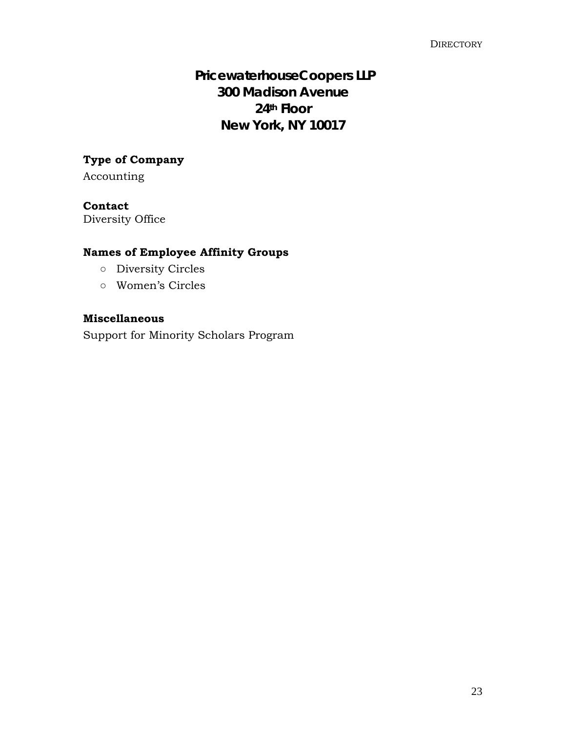# PricewaterhouseCoopers LLP
# 300 Madison Avenue
# 24th Floor
# New York, NY 10017

**Type of Company**

Accounting

**Contact**

Diversity Office

**Names of Employee Affinity Groups**

- Diversity Circles
- Women's Circles

**Miscellaneous**

Support for Minority Scholars Program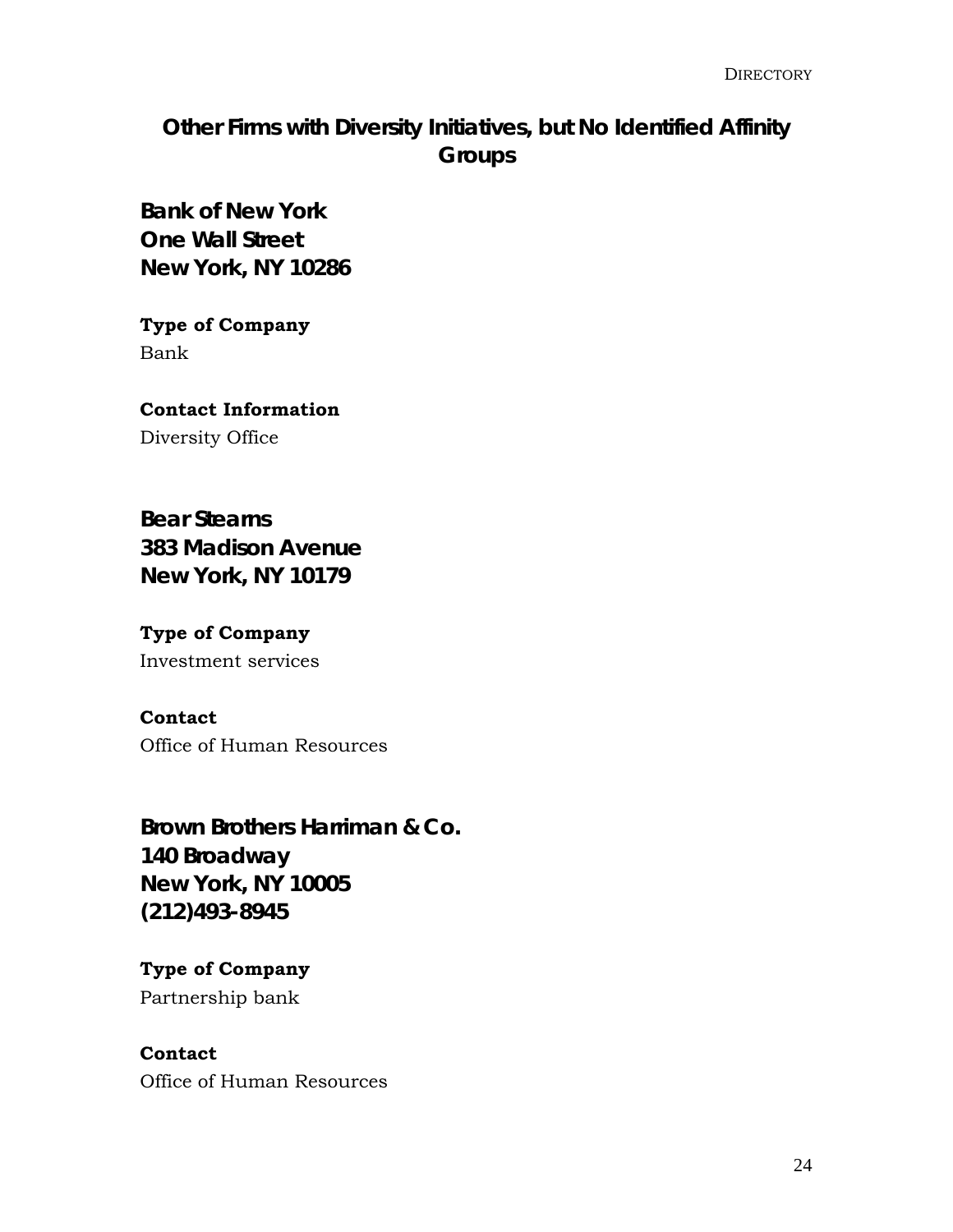## Other Firms with Diversity Initiatives, but No Identified Affinity Groups

### Bank of New York
### One Wall Street
### New York, NY 10286

**Type of Company**

Bank

**Contact Information**

Diversity Office

### Bear Stearns
### 383 Madison Avenue
### New York, NY 10179

**Type of Company**

Investment services

**Contact**

Office of Human Resources

### Brown Brothers Harriman & Co.
### 140 Broadway
### New York, NY 10005
### (212)493-8945

**Type of Company**

Partnership bank

**Contact**

Office of Human Resources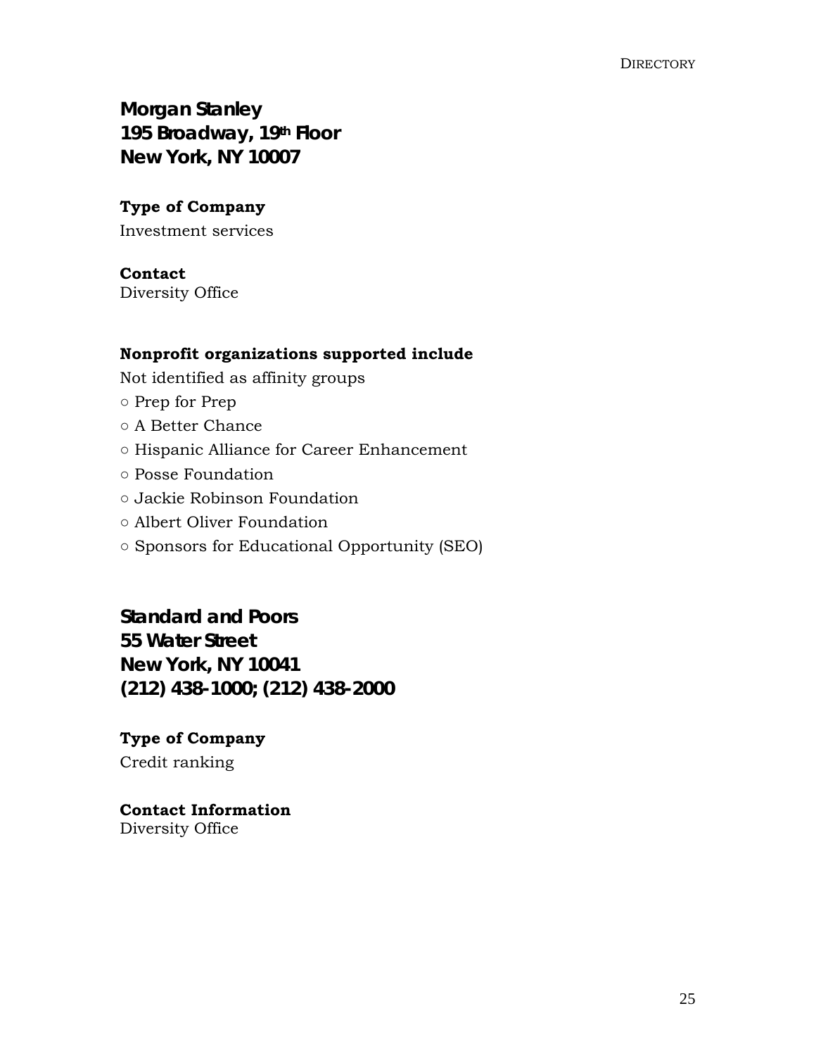## Morgan Stanley
## 195 Broadway, 19th Floor
## New York, NY 10007

**Type of Company**

Investment services

**Contact**
Diversity Office

**Nonprofit organizations supported include**

Not identified as affinity groups

- Prep for Prep
- A Better Chance
- Hispanic Alliance for Career Enhancement
- Posse Foundation
- Jackie Robinson Foundation
- Albert Oliver Foundation
- Sponsors for Educational Opportunity (SEO)

## Standard and Poors
## 55 Water Street
## New York, NY 10041
## (212) 438-1000; (212) 438-2000

**Type of Company**

Credit ranking

**Contact Information**
Diversity Office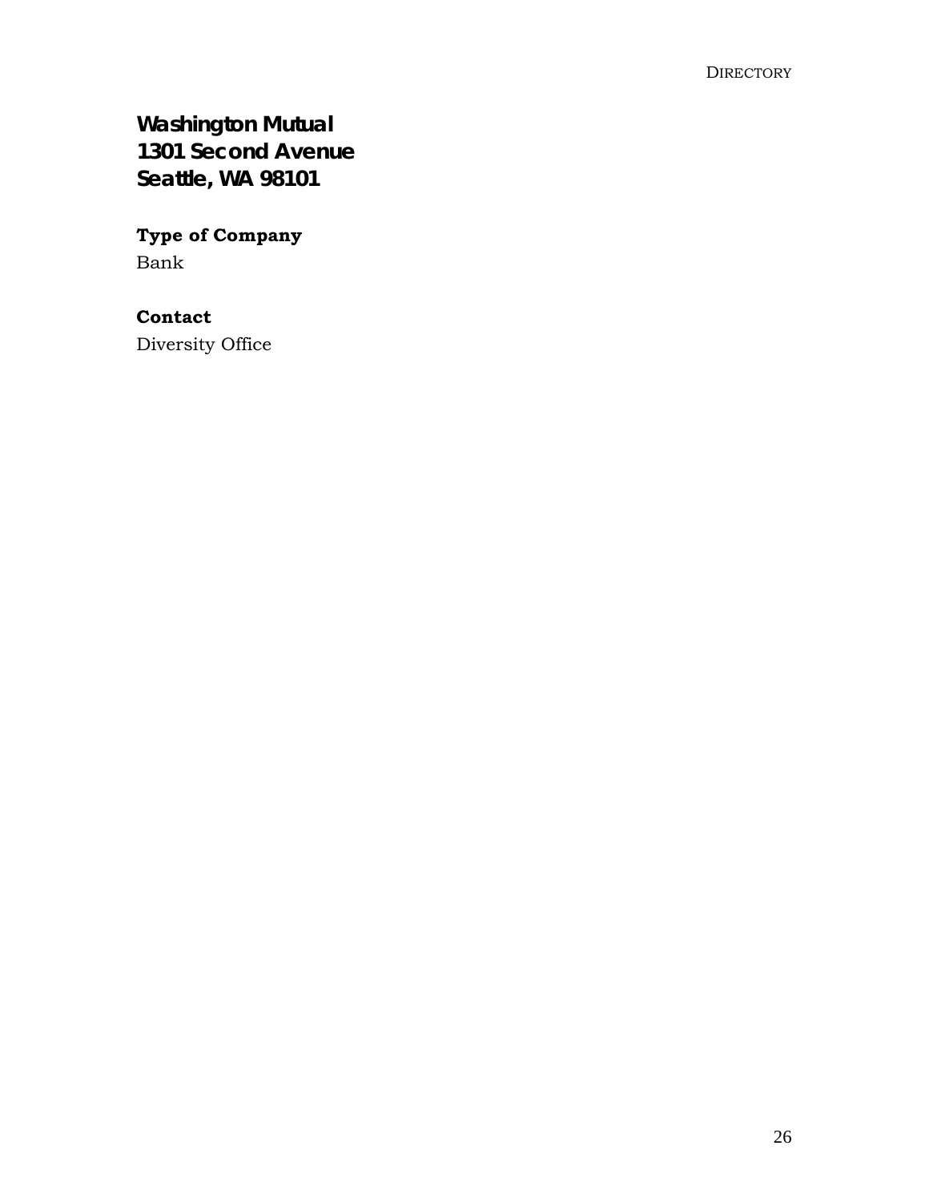## Washington Mutual
## 1301 Second Avenue
## Seattle, WA 98101

**Type of Company**

Bank

**Contact**

Diversity Office